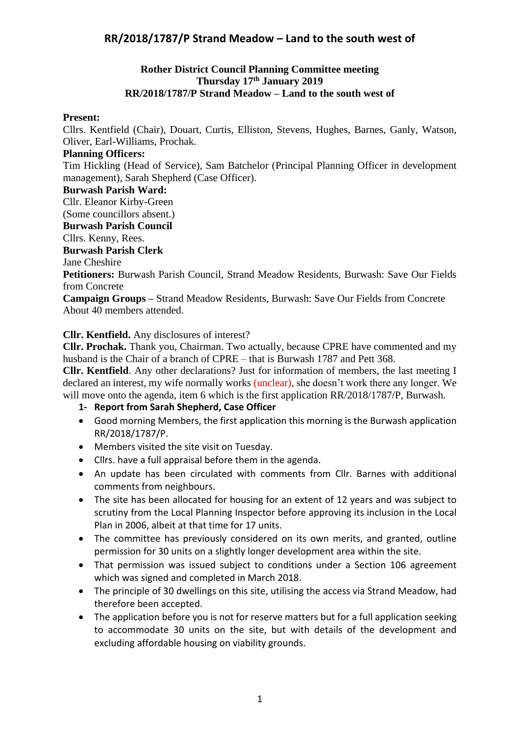# RR/2018/1787/P Strand Meadow – Land to the south west of

**Rother District Council Planning Committee meeting**
**Thursday 17th January 2019**
**RR/2018/1787/P Strand Meadow – Land to the south west of**

**Present:**
Cllrs. Kentfield (Chair), Douart, Curtis, Elliston, Stevens, Hughes, Barnes, Ganly, Watson, Oliver, Earl-Williams, Prochak.

**Planning Officers:**
Tim Hickling (Head of Service), Sam Batchelor (Principal Planning Officer in development management), Sarah Shepherd (Case Officer).

**Burwash Parish Ward:**
Cllr. Eleanor Kirby-Green
(Some councillors absent.)

**Burwash Parish Council**
Cllrs. Kenny, Rees.

**Burwash Parish Clerk**
Jane Cheshire

**Petitioners:** Burwash Parish Council, Strand Meadow Residents, Burwash: Save Our Fields from Concrete

**Campaign Groups** – Strand Meadow Residents, Burwash: Save Our Fields from Concrete
About 40 members attended.

**Cllr. Kentfield.** Any disclosures of interest?
**Cllr. Prochak.** Thank you, Chairman. Two actually, because CPRE have commented and my husband is the Chair of a branch of CPRE – that is Burwash 1787 and Pett 368.
**Cllr. Kentfield**. Any other declarations? Just for information of members, the last meeting I declared an interest, my wife normally works (unclear), she doesn't work there any longer. We will move onto the agenda, item 6 which is the first application RR/2018/1787/P, Burwash.

1- **Report from Sarah Shepherd, Case Officer**

- Good morning Members, the first application this morning is the Burwash application RR/2018/1787/P.
- Members visited the site visit on Tuesday.
- Cllrs. have a full appraisal before them in the agenda.
- An update has been circulated with comments from Cllr. Barnes with additional comments from neighbours.
- The site has been allocated for housing for an extent of 12 years and was subject to scrutiny from the Local Planning Inspector before approving its inclusion in the Local Plan in 2006, albeit at that time for 17 units.
- The committee has previously considered on its own merits, and granted, outline permission for 30 units on a slightly longer development area within the site.
- That permission was issued subject to conditions under a Section 106 agreement which was signed and completed in March 2018.
- The principle of 30 dwellings on this site, utilising the access via Strand Meadow, had therefore been accepted.
- The application before you is not for reserve matters but for a full application seeking to accommodate 30 units on the site, but with details of the development and excluding affordable housing on viability grounds.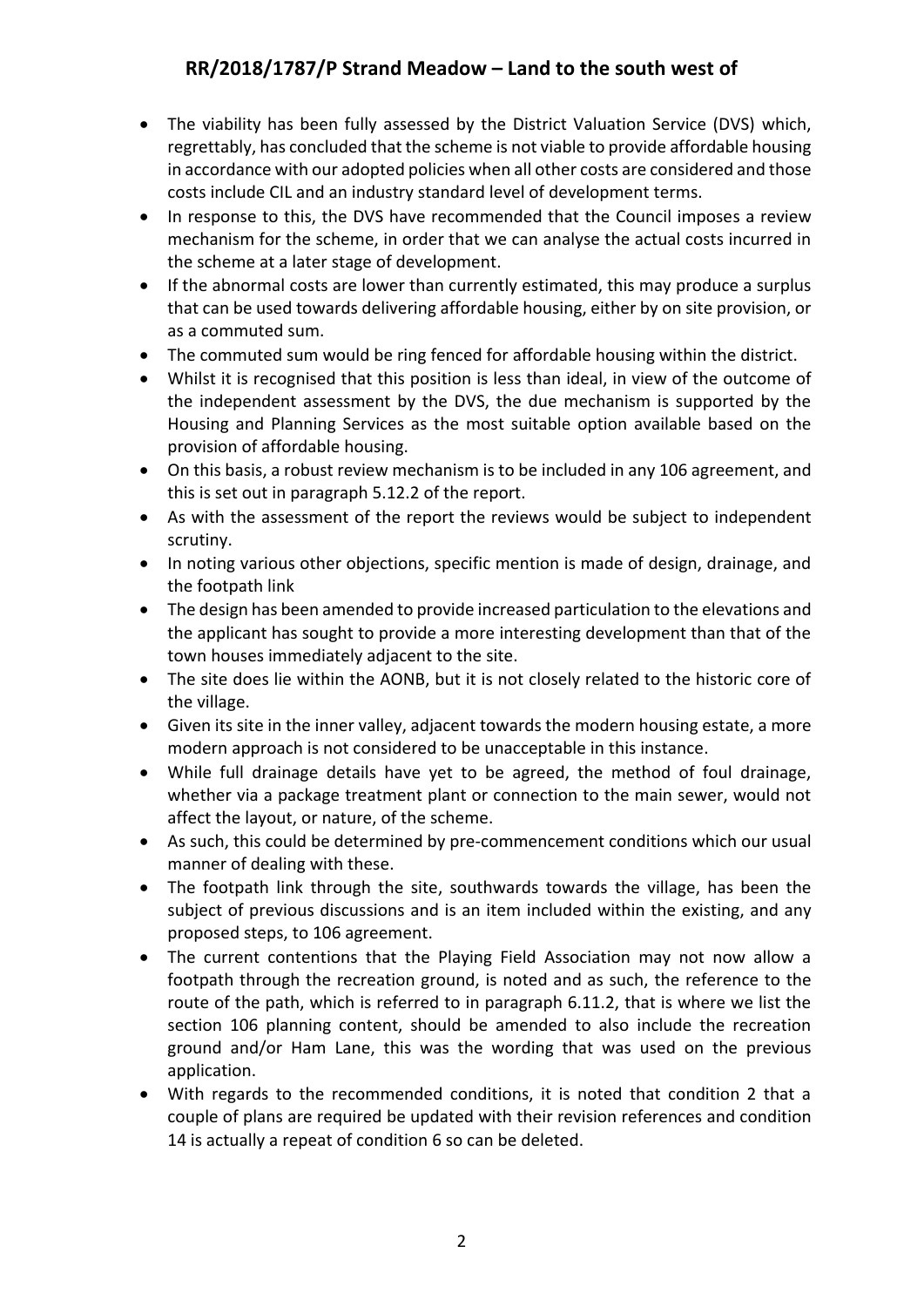## RR/2018/1787/P Strand Meadow – Land to the south west of

- The viability has been fully assessed by the District Valuation Service (DVS) which, regrettably, has concluded that the scheme is not viable to provide affordable housing in accordance with our adopted policies when all other costs are considered and those costs include CIL and an industry standard level of development terms.
- In response to this, the DVS have recommended that the Council imposes a review mechanism for the scheme, in order that we can analyse the actual costs incurred in the scheme at a later stage of development.
- If the abnormal costs are lower than currently estimated, this may produce a surplus that can be used towards delivering affordable housing, either by on site provision, or as a commuted sum.
- The commuted sum would be ring fenced for affordable housing within the district.
- Whilst it is recognised that this position is less than ideal, in view of the outcome of the independent assessment by the DVS, the due mechanism is supported by the Housing and Planning Services as the most suitable option available based on the provision of affordable housing.
- On this basis, a robust review mechanism is to be included in any 106 agreement, and this is set out in paragraph 5.12.2 of the report.
- As with the assessment of the report the reviews would be subject to independent scrutiny.
- In noting various other objections, specific mention is made of design, drainage, and the footpath link
- The design has been amended to provide increased particulation to the elevations and the applicant has sought to provide a more interesting development than that of the town houses immediately adjacent to the site.
- The site does lie within the AONB, but it is not closely related to the historic core of the village.
- Given its site in the inner valley, adjacent towards the modern housing estate, a more modern approach is not considered to be unacceptable in this instance.
- While full drainage details have yet to be agreed, the method of foul drainage, whether via a package treatment plant or connection to the main sewer, would not affect the layout, or nature, of the scheme.
- As such, this could be determined by pre-commencement conditions which our usual manner of dealing with these.
- The footpath link through the site, southwards towards the village, has been the subject of previous discussions and is an item included within the existing, and any proposed steps, to 106 agreement.
- The current contentions that the Playing Field Association may not now allow a footpath through the recreation ground, is noted and as such, the reference to the route of the path, which is referred to in paragraph 6.11.2, that is where we list the section 106 planning content, should be amended to also include the recreation ground and/or Ham Lane, this was the wording that was used on the previous application.
- With regards to the recommended conditions, it is noted that condition 2 that a couple of plans are required be updated with their revision references and condition 14 is actually a repeat of condition 6 so can be deleted.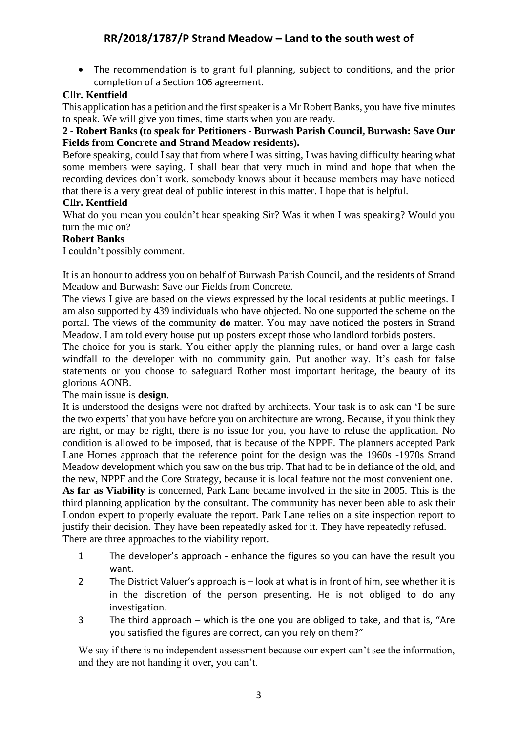## RR/2018/1787/P Strand Meadow – Land to the south west of

- The recommendation is to grant full planning, subject to conditions, and the prior completion of a Section 106 agreement.

**Cllr. Kentfield**

This application has a petition and the first speaker is a Mr Robert Banks, you have five minutes to speak. We will give you times, time starts when you are ready.

**2 - Robert Banks (to speak for Petitioners - Burwash Parish Council, Burwash: Save Our Fields from Concrete and Strand Meadow residents).**

Before speaking, could I say that from where I was sitting, I was having difficulty hearing what some members were saying. I shall bear that very much in mind and hope that when the recording devices don't work, somebody knows about it because members may have noticed that there is a very great deal of public interest in this matter. I hope that is helpful.

**Cllr. Kentfield**

What do you mean you couldn't hear speaking Sir? Was it when I was speaking? Would you turn the mic on?

**Robert Banks**

I couldn't possibly comment.

It is an honour to address you on behalf of Burwash Parish Council, and the residents of Strand Meadow and Burwash: Save our Fields from Concrete.

The views I give are based on the views expressed by the local residents at public meetings. I am also supported by 439 individuals who have objected. No one supported the scheme on the portal. The views of the community **do** matter. You may have noticed the posters in Strand Meadow. I am told every house put up posters except those who landlord forbids posters.

The choice for you is stark. You either apply the planning rules, or hand over a large cash windfall to the developer with no community gain. Put another way. It's cash for false statements or you choose to safeguard Rother most important heritage, the beauty of its glorious AONB.

The main issue is **design**.

It is understood the designs were not drafted by architects. Your task is to ask can 'I be sure the two experts' that you have before you on architecture are wrong. Because, if you think they are right, or may be right, there is no issue for you, you have to refuse the application. No condition is allowed to be imposed, that is because of the NPPF. The planners accepted Park Lane Homes approach that the reference point for the design was the 1960s -1970s Strand Meadow development which you saw on the bus trip. That had to be in defiance of the old, and the new, NPPF and the Core Strategy, because it is local feature not the most convenient one.

**As far as Viability** is concerned, Park Lane became involved in the site in 2005. This is the third planning application by the consultant. The community has never been able to ask their London expert to properly evaluate the report. Park Lane relies on a site inspection report to justify their decision. They have been repeatedly asked for it. They have repeatedly refused.

There are three approaches to the viability report.

1. The developer's approach - enhance the figures so you can have the result you want.
2. The District Valuer's approach is – look at what is in front of him, see whether it is in the discretion of the person presenting. He is not obliged to do any investigation.
3. The third approach – which is the one you are obliged to take, and that is, "Are you satisfied the figures are correct, can you rely on them?"

We say if there is no independent assessment because our expert can't see the information, and they are not handing it over, you can't.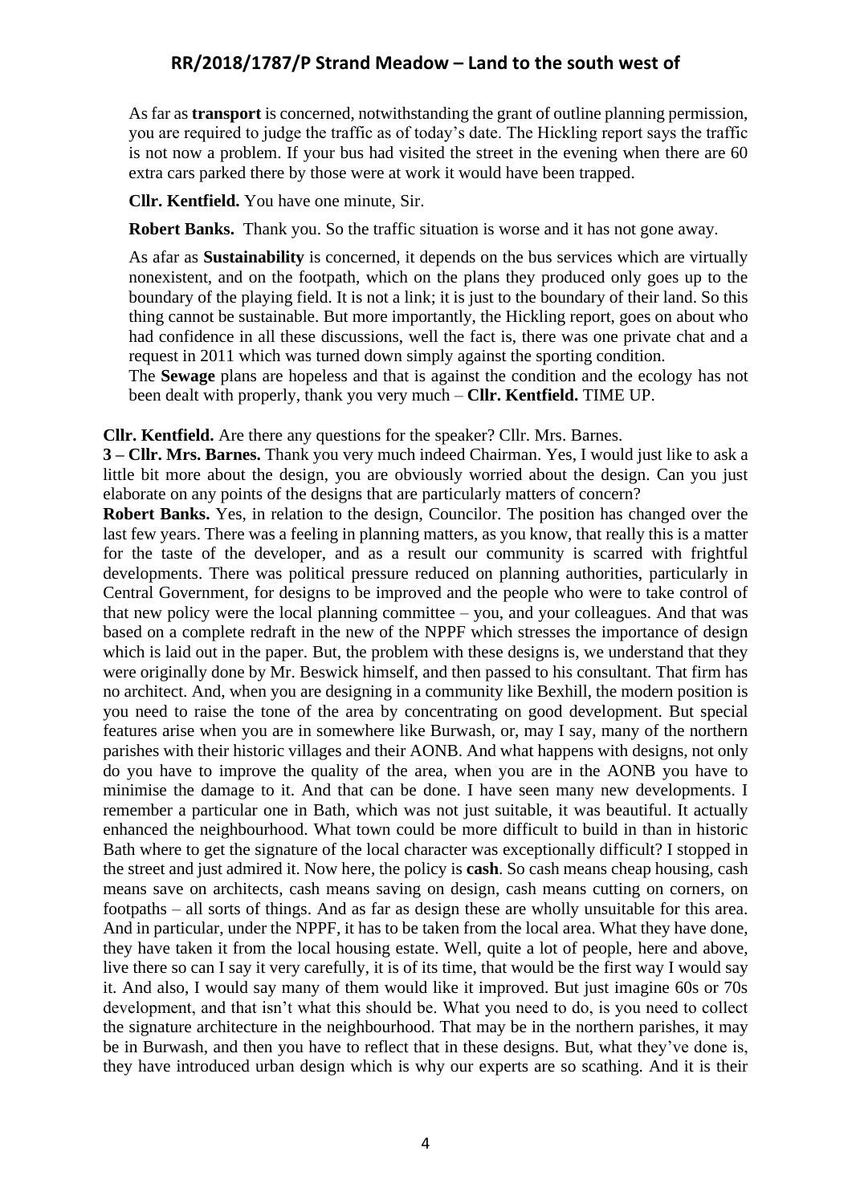As far as **transport** is concerned, notwithstanding the grant of outline planning permission, you are required to judge the traffic as of today's date. The Hickling report says the traffic is not now a problem. If your bus had visited the street in the evening when there are 60 extra cars parked there by those were at work it would have been trapped.

**Cllr. Kentfield.** You have one minute, Sir.

**Robert Banks.** Thank you. So the traffic situation is worse and it has not gone away.

As afar as **Sustainability** is concerned, it depends on the bus services which are virtually nonexistent, and on the footpath, which on the plans they produced only goes up to the boundary of the playing field. It is not a link; it is just to the boundary of their land. So this thing cannot be sustainable. But more importantly, the Hickling report, goes on about who had confidence in all these discussions, well the fact is, there was one private chat and a request in 2011 which was turned down simply against the sporting condition.
The **Sewage** plans are hopeless and that is against the condition and the ecology has not been dealt with properly, thank you very much – **Cllr. Kentfield.** TIME UP.

**Cllr. Kentfield.** Are there any questions for the speaker? Cllr. Mrs. Barnes.

**3 – Cllr. Mrs. Barnes.** Thank you very much indeed Chairman. Yes, I would just like to ask a little bit more about the design, you are obviously worried about the design. Can you just elaborate on any points of the designs that are particularly matters of concern?

**Robert Banks.** Yes, in relation to the design, Councilor. The position has changed over the last few years. There was a feeling in planning matters, as you know, that really this is a matter for the taste of the developer, and as a result our community is scarred with frightful developments. There was political pressure reduced on planning authorities, particularly in Central Government, for designs to be improved and the people who were to take control of that new policy were the local planning committee – you, and your colleagues. And that was based on a complete redraft in the new of the NPPF which stresses the importance of design which is laid out in the paper. But, the problem with these designs is, we understand that they were originally done by Mr. Beswick himself, and then passed to his consultant. That firm has no architect. And, when you are designing in a community like Bexhill, the modern position is you need to raise the tone of the area by concentrating on good development. But special features arise when you are in somewhere like Burwash, or, may I say, many of the northern parishes with their historic villages and their AONB. And what happens with designs, not only do you have to improve the quality of the area, when you are in the AONB you have to minimise the damage to it. And that can be done. I have seen many new developments. I remember a particular one in Bath, which was not just suitable, it was beautiful. It actually enhanced the neighbourhood. What town could be more difficult to build in than in historic Bath where to get the signature of the local character was exceptionally difficult? I stopped in the street and just admired it. Now here, the policy is **cash**. So cash means cheap housing, cash means save on architects, cash means saving on design, cash means cutting on corners, on footpaths – all sorts of things. And as far as design these are wholly unsuitable for this area. And in particular, under the NPPF, it has to be taken from the local area. What they have done, they have taken it from the local housing estate. Well, quite a lot of people, here and above, live there so can I say it very carefully, it is of its time, that would be the first way I would say it. And also, I would say many of them would like it improved. But just imagine 60s or 70s development, and that isn't what this should be. What you need to do, is you need to collect the signature architecture in the neighbourhood. That may be in the northern parishes, it may be in Burwash, and then you have to reflect that in these designs. But, what they've done is, they have introduced urban design which is why our experts are so scathing. And it is their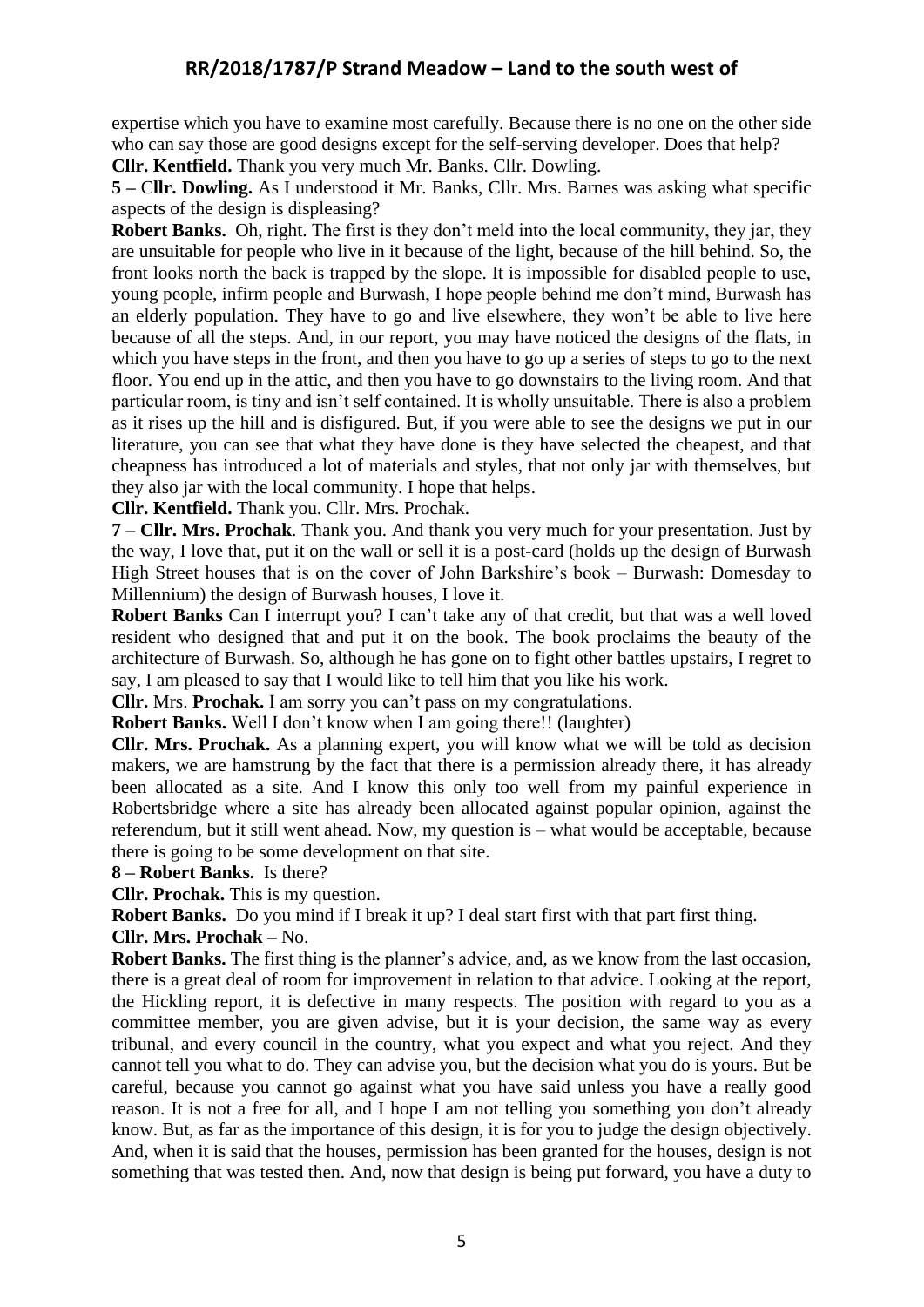expertise which you have to examine most carefully. Because there is no one on the other side who can say those are good designs except for the self-serving developer. Does that help?

**Cllr. Kentfield.** Thank you very much Mr. Banks. Cllr. Dowling.

**5 – Cllr. Dowling.** As I understood it Mr. Banks, Cllr. Mrs. Barnes was asking what specific aspects of the design is displeasing?

**Robert Banks.** Oh, right. The first is they don't meld into the local community, they jar, they are unsuitable for people who live in it because of the light, because of the hill behind. So, the front looks north the back is trapped by the slope. It is impossible for disabled people to use, young people, infirm people and Burwash, I hope people behind me don't mind, Burwash has an elderly population. They have to go and live elsewhere, they won't be able to live here because of all the steps. And, in our report, you may have noticed the designs of the flats, in which you have steps in the front, and then you have to go up a series of steps to go to the next floor. You end up in the attic, and then you have to go downstairs to the living room. And that particular room, is tiny and isn't self contained. It is wholly unsuitable. There is also a problem as it rises up the hill and is disfigured. But, if you were able to see the designs we put in our literature, you can see that what they have done is they have selected the cheapest, and that cheapness has introduced a lot of materials and styles, that not only jar with themselves, but they also jar with the local community. I hope that helps.

**Cllr. Kentfield.** Thank you. Cllr. Mrs. Prochak.

**7 – Cllr. Mrs. Prochak**. Thank you. And thank you very much for your presentation. Just by the way, I love that, put it on the wall or sell it is a post-card (holds up the design of Burwash High Street houses that is on the cover of John Barkshire's book – Burwash: Domesday to Millennium) the design of Burwash houses, I love it.

**Robert Banks** Can I interrupt you? I can't take any of that credit, but that was a well loved resident who designed that and put it on the book. The book proclaims the beauty of the architecture of Burwash. So, although he has gone on to fight other battles upstairs, I regret to say, I am pleased to say that I would like to tell him that you like his work.

**Cllr.** Mrs. **Prochak.** I am sorry you can't pass on my congratulations.

**Robert Banks.** Well I don't know when I am going there!! (laughter)

**Cllr. Mrs. Prochak.** As a planning expert, you will know what we will be told as decision makers, we are hamstrung by the fact that there is a permission already there, it has already been allocated as a site. And I know this only too well from my painful experience in Robertsbridge where a site has already been allocated against popular opinion, against the referendum, but it still went ahead. Now, my question is – what would be acceptable, because there is going to be some development on that site.

**8 – Robert Banks.** Is there?

**Cllr. Prochak.** This is my question.

**Robert Banks.** Do you mind if I break it up? I deal start first with that part first thing.

**Cllr. Mrs. Prochak –** No.

**Robert Banks.** The first thing is the planner's advice, and, as we know from the last occasion, there is a great deal of room for improvement in relation to that advice. Looking at the report, the Hickling report, it is defective in many respects. The position with regard to you as a committee member, you are given advise, but it is your decision, the same way as every tribunal, and every council in the country, what you expect and what you reject. And they cannot tell you what to do. They can advise you, but the decision what you do is yours. But be careful, because you cannot go against what you have said unless you have a really good reason. It is not a free for all, and I hope I am not telling you something you don't already know. But, as far as the importance of this design, it is for you to judge the design objectively. And, when it is said that the houses, permission has been granted for the houses, design is not something that was tested then. And, now that design is being put forward, you have a duty to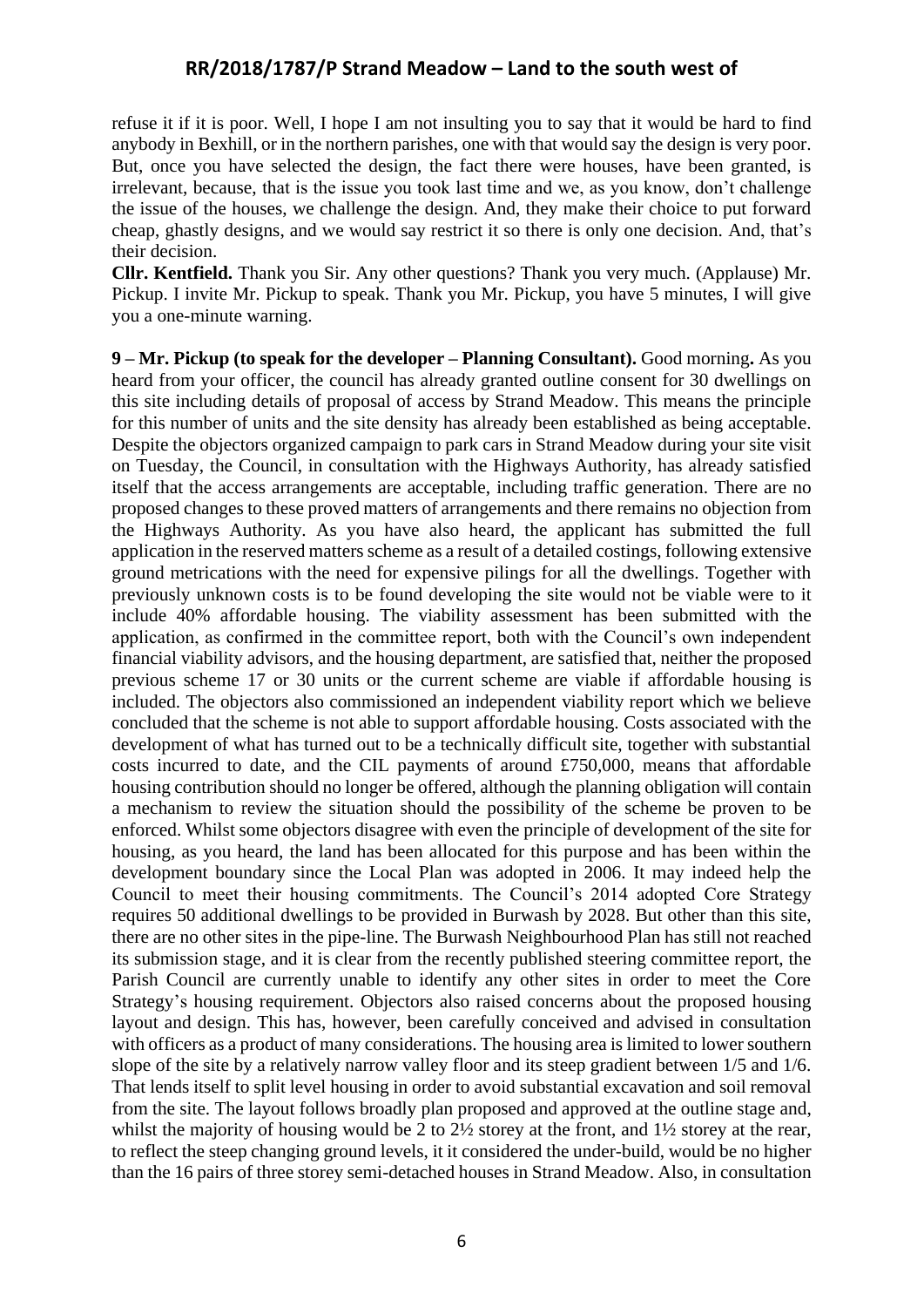refuse it if it is poor. Well, I hope I am not insulting you to say that it would be hard to find anybody in Bexhill, or in the northern parishes, one with that would say the design is very poor. But, once you have selected the design, the fact there were houses, have been granted, is irrelevant, because, that is the issue you took last time and we, as you know, don't challenge the issue of the houses, we challenge the design. And, they make their choice to put forward cheap, ghastly designs, and we would say restrict it so there is only one decision. And, that's their decision.

**Cllr. Kentfield.** Thank you Sir. Any other questions? Thank you very much. (Applause) Mr. Pickup. I invite Mr. Pickup to speak. Thank you Mr. Pickup, you have 5 minutes, I will give you a one-minute warning.

**9 – Mr. Pickup (to speak for the developer – Planning Consultant).** Good morning**.** As you heard from your officer, the council has already granted outline consent for 30 dwellings on this site including details of proposal of access by Strand Meadow. This means the principle for this number of units and the site density has already been established as being acceptable. Despite the objectors organized campaign to park cars in Strand Meadow during your site visit on Tuesday, the Council, in consultation with the Highways Authority, has already satisfied itself that the access arrangements are acceptable, including traffic generation. There are no proposed changes to these proved matters of arrangements and there remains no objection from the Highways Authority. As you have also heard, the applicant has submitted the full application in the reserved matters scheme as a result of a detailed costings, following extensive ground metrications with the need for expensive pilings for all the dwellings. Together with previously unknown costs is to be found developing the site would not be viable were to it include 40% affordable housing. The viability assessment has been submitted with the application, as confirmed in the committee report, both with the Council's own independent financial viability advisors, and the housing department, are satisfied that, neither the proposed previous scheme 17 or 30 units or the current scheme are viable if affordable housing is included. The objectors also commissioned an independent viability report which we believe concluded that the scheme is not able to support affordable housing. Costs associated with the development of what has turned out to be a technically difficult site, together with substantial costs incurred to date, and the CIL payments of around £750,000, means that affordable housing contribution should no longer be offered, although the planning obligation will contain a mechanism to review the situation should the possibility of the scheme be proven to be enforced. Whilst some objectors disagree with even the principle of development of the site for housing, as you heard, the land has been allocated for this purpose and has been within the development boundary since the Local Plan was adopted in 2006. It may indeed help the Council to meet their housing commitments. The Council's 2014 adopted Core Strategy requires 50 additional dwellings to be provided in Burwash by 2028. But other than this site, there are no other sites in the pipe-line. The Burwash Neighbourhood Plan has still not reached its submission stage, and it is clear from the recently published steering committee report, the Parish Council are currently unable to identify any other sites in order to meet the Core Strategy's housing requirement. Objectors also raised concerns about the proposed housing layout and design. This has, however, been carefully conceived and advised in consultation with officers as a product of many considerations. The housing area is limited to lower southern slope of the site by a relatively narrow valley floor and its steep gradient between 1/5 and 1/6. That lends itself to split level housing in order to avoid substantial excavation and soil removal from the site. The layout follows broadly plan proposed and approved at the outline stage and, whilst the majority of housing would be 2 to 2½ storey at the front, and 1½ storey at the rear, to reflect the steep changing ground levels, it considered the under-build, would be no higher than the 16 pairs of three storey semi-detached houses in Strand Meadow. Also, in consultation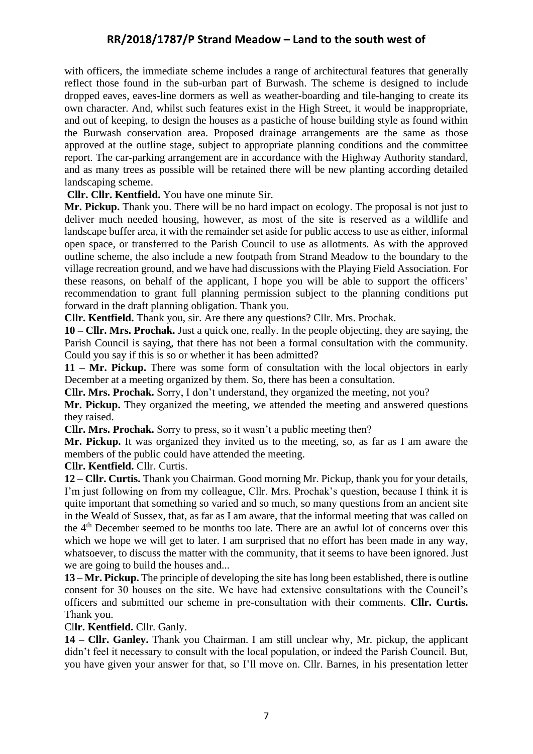with officers, the immediate scheme includes a range of architectural features that generally reflect those found in the sub-urban part of Burwash. The scheme is designed to include dropped eaves, eaves-line dormers as well as weather-boarding and tile-hanging to create its own character. And, whilst such features exist in the High Street, it would be inappropriate, and out of keeping, to design the houses as a pastiche of house building style as found within the Burwash conservation area. Proposed drainage arrangements are the same as those approved at the outline stage, subject to appropriate planning conditions and the committee report. The car-parking arrangement are in accordance with the Highway Authority standard, and as many trees as possible will be retained there will be new planting according detailed landscaping scheme.

**Cllr. Cllr. Kentfield.** You have one minute Sir.

**Mr. Pickup.** Thank you. There will be no hard impact on ecology. The proposal is not just to deliver much needed housing, however, as most of the site is reserved as a wildlife and landscape buffer area, it with the remainder set aside for public access to use as either, informal open space, or transferred to the Parish Council to use as allotments. As with the approved outline scheme, the also include a new footpath from Strand Meadow to the boundary to the village recreation ground, and we have had discussions with the Playing Field Association. For these reasons, on behalf of the applicant, I hope you will be able to support the officers' recommendation to grant full planning permission subject to the planning conditions put forward in the draft planning obligation. Thank you.

**Cllr. Kentfield.** Thank you, sir. Are there any questions? Cllr. Mrs. Prochak.

**10 – Cllr. Mrs. Prochak.** Just a quick one, really. In the people objecting, they are saying, the Parish Council is saying, that there has not been a formal consultation with the community. Could you say if this is so or whether it has been admitted?

**11 – Mr. Pickup.** There was some form of consultation with the local objectors in early December at a meeting organized by them. So, there has been a consultation.

**Cllr. Mrs. Prochak.** Sorry, I don't understand, they organized the meeting, not you?

**Mr. Pickup.** They organized the meeting, we attended the meeting and answered questions they raised.

**Cllr. Mrs. Prochak.** Sorry to press, so it wasn't a public meeting then?

**Mr. Pickup.** It was organized they invited us to the meeting, so, as far as I am aware the members of the public could have attended the meeting.

**Cllr. Kentfield.** Cllr. Curtis.

**12 – Cllr. Curtis.** Thank you Chairman. Good morning Mr. Pickup, thank you for your details, I'm just following on from my colleague, Cllr. Mrs. Prochak's question, because I think it is quite important that something so varied and so much, so many questions from an ancient site in the Weald of Sussex, that, as far as I am aware, that the informal meeting that was called on the 4th December seemed to be months too late. There are an awful lot of concerns over this which we hope we will get to later. I am surprised that no effort has been made in any way, whatsoever, to discuss the matter with the community, that it seems to have been ignored. Just we are going to build the houses and...

**13 – Mr. Pickup.** The principle of developing the site has long been established, there is outline consent for 30 houses on the site. We have had extensive consultations with the Council's officers and submitted our scheme in pre-consultation with their comments. **Cllr. Curtis.** Thank you.

Cl**lr. Kentfield.** Cllr. Ganly.

**14 – Cllr. Ganley.** Thank you Chairman. I am still unclear why, Mr. pickup, the applicant didn't feel it necessary to consult with the local population, or indeed the Parish Council. But, you have given your answer for that, so I'll move on. Cllr. Barnes, in his presentation letter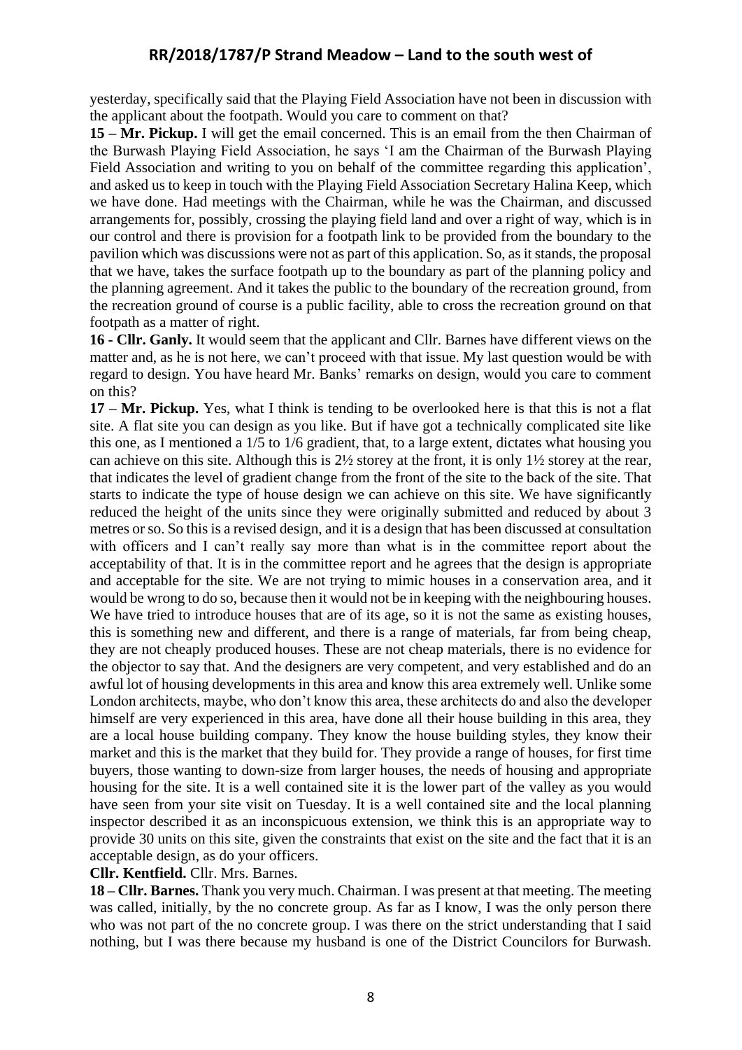yesterday, specifically said that the Playing Field Association have not been in discussion with the applicant about the footpath. Would you care to comment on that?

**15 – Mr. Pickup.** I will get the email concerned. This is an email from the then Chairman of the Burwash Playing Field Association, he says 'I am the Chairman of the Burwash Playing Field Association and writing to you on behalf of the committee regarding this application', and asked us to keep in touch with the Playing Field Association Secretary Halina Keep, which we have done. Had meetings with the Chairman, while he was the Chairman, and discussed arrangements for, possibly, crossing the playing field land and over a right of way, which is in our control and there is provision for a footpath link to be provided from the boundary to the pavilion which was discussions were not as part of this application. So, as it stands, the proposal that we have, takes the surface footpath up to the boundary as part of the planning policy and the planning agreement. And it takes the public to the boundary of the recreation ground, from the recreation ground of course is a public facility, able to cross the recreation ground on that footpath as a matter of right.

**16 - Cllr. Ganly.** It would seem that the applicant and Cllr. Barnes have different views on the matter and, as he is not here, we can't proceed with that issue. My last question would be with regard to design. You have heard Mr. Banks' remarks on design, would you care to comment on this?

**17 – Mr. Pickup.** Yes, what I think is tending to be overlooked here is that this is not a flat site. A flat site you can design as you like. But if have got a technically complicated site like this one, as I mentioned a 1/5 to 1/6 gradient, that, to a large extent, dictates what housing you can achieve on this site. Although this is 2½ storey at the front, it is only 1½ storey at the rear, that indicates the level of gradient change from the front of the site to the back of the site. That starts to indicate the type of house design we can achieve on this site. We have significantly reduced the height of the units since they were originally submitted and reduced by about 3 metres or so. So this is a revised design, and it is a design that has been discussed at consultation with officers and I can't really say more than what is in the committee report about the acceptability of that. It is in the committee report and he agrees that the design is appropriate and acceptable for the site. We are not trying to mimic houses in a conservation area, and it would be wrong to do so, because then it would not be in keeping with the neighbouring houses. We have tried to introduce houses that are of its age, so it is not the same as existing houses, this is something new and different, and there is a range of materials, far from being cheap, they are not cheaply produced houses. These are not cheap materials, there is no evidence for the objector to say that. And the designers are very competent, and very established and do an awful lot of housing developments in this area and know this area extremely well. Unlike some London architects, maybe, who don't know this area, these architects do and also the developer himself are very experienced in this area, have done all their house building in this area, they are a local house building company. They know the house building styles, they know their market and this is the market that they build for. They provide a range of houses, for first time buyers, those wanting to down-size from larger houses, the needs of housing and appropriate housing for the site. It is a well contained site it is the lower part of the valley as you would have seen from your site visit on Tuesday. It is a well contained site and the local planning inspector described it as an inconspicuous extension, we think this is an appropriate way to provide 30 units on this site, given the constraints that exist on the site and the fact that it is an acceptable design, as do your officers.

**Cllr. Kentfield.** Cllr. Mrs. Barnes.

**18 – Cllr. Barnes.** Thank you very much. Chairman. I was present at that meeting. The meeting was called, initially, by the no concrete group. As far as I know, I was the only person there who was not part of the no concrete group. I was there on the strict understanding that I said nothing, but I was there because my husband is one of the District Councilors for Burwash.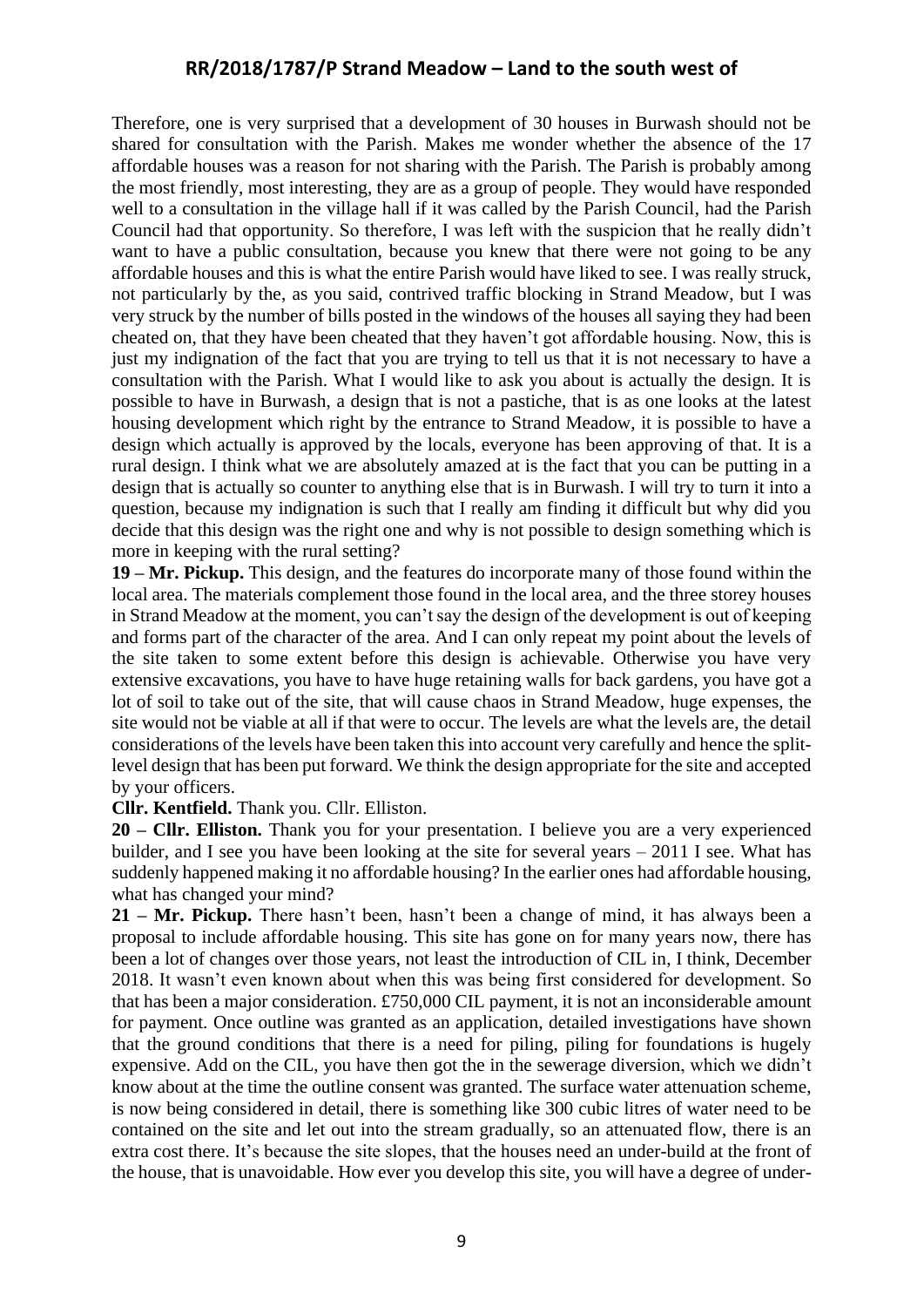Therefore, one is very surprised that a development of 30 houses in Burwash should not be shared for consultation with the Parish. Makes me wonder whether the absence of the 17 affordable houses was a reason for not sharing with the Parish. The Parish is probably among the most friendly, most interesting, they are as a group of people. They would have responded well to a consultation in the village hall if it was called by the Parish Council, had the Parish Council had that opportunity. So therefore, I was left with the suspicion that he really didn't want to have a public consultation, because you knew that there were not going to be any affordable houses and this is what the entire Parish would have liked to see. I was really struck, not particularly by the, as you said, contrived traffic blocking in Strand Meadow, but I was very struck by the number of bills posted in the windows of the houses all saying they had been cheated on, that they have been cheated that they haven't got affordable housing. Now, this is just my indignation of the fact that you are trying to tell us that it is not necessary to have a consultation with the Parish. What I would like to ask you about is actually the design. It is possible to have in Burwash, a design that is not a pastiche, that is as one looks at the latest housing development which right by the entrance to Strand Meadow, it is possible to have a design which actually is approved by the locals, everyone has been approving of that. It is a rural design. I think what we are absolutely amazed at is the fact that you can be putting in a design that is actually so counter to anything else that is in Burwash. I will try to turn it into a question, because my indignation is such that I really am finding it difficult but why did you decide that this design was the right one and why is not possible to design something which is more in keeping with the rural setting?

**19 – Mr. Pickup.** This design, and the features do incorporate many of those found within the local area. The materials complement those found in the local area, and the three storey houses in Strand Meadow at the moment, you can't say the design of the development is out of keeping and forms part of the character of the area. And I can only repeat my point about the levels of the site taken to some extent before this design is achievable. Otherwise you have very extensive excavations, you have to have huge retaining walls for back gardens, you have got a lot of soil to take out of the site, that will cause chaos in Strand Meadow, huge expenses, the site would not be viable at all if that were to occur. The levels are what the levels are, the detail considerations of the levels have been taken this into account very carefully and hence the split-level design that has been put forward. We think the design appropriate for the site and accepted by your officers.

**Cllr. Kentfield.** Thank you. Cllr. Elliston.

**20 – Cllr. Elliston.** Thank you for your presentation. I believe you are a very experienced builder, and I see you have been looking at the site for several years – 2011 I see. What has suddenly happened making it no affordable housing? In the earlier ones had affordable housing, what has changed your mind?

**21 – Mr. Pickup.** There hasn't been, hasn't been a change of mind, it has always been a proposal to include affordable housing. This site has gone on for many years now, there has been a lot of changes over those years, not least the introduction of CIL in, I think, December 2018. It wasn't even known about when this was being first considered for development. So that has been a major consideration. £750,000 CIL payment, it is not an inconsiderable amount for payment. Once outline was granted as an application, detailed investigations have shown that the ground conditions that there is a need for piling, piling for foundations is hugely expensive. Add on the CIL, you have then got the in the sewerage diversion, which we didn't know about at the time the outline consent was granted. The surface water attenuation scheme, is now being considered in detail, there is something like 300 cubic litres of water need to be contained on the site and let out into the stream gradually, so an attenuated flow, there is an extra cost there. It's because the site slopes, that the houses need an under-build at the front of the house, that is unavoidable. How ever you develop this site, you will have a degree of under-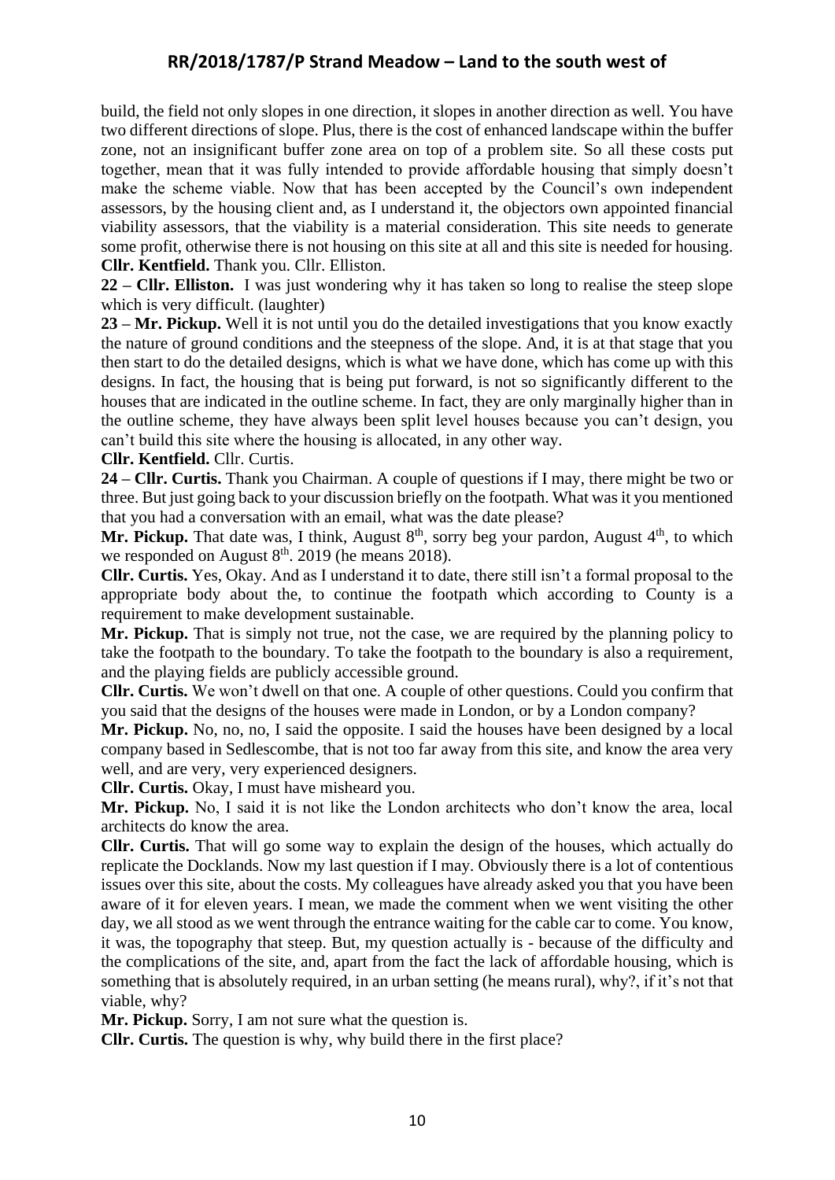build, the field not only slopes in one direction, it slopes in another direction as well. You have two different directions of slope. Plus, there is the cost of enhanced landscape within the buffer zone, not an insignificant buffer zone area on top of a problem site. So all these costs put together, mean that it was fully intended to provide affordable housing that simply doesn't make the scheme viable. Now that has been accepted by the Council's own independent assessors, by the housing client and, as I understand it, the objectors own appointed financial viability assessors, that the viability is a material consideration. This site needs to generate some profit, otherwise there is not housing on this site at all and this site is needed for housing.

**Cllr. Kentfield.** Thank you. Cllr. Elliston.

**22 – Cllr. Elliston.** I was just wondering why it has taken so long to realise the steep slope which is very difficult. (laughter)

**23 – Mr. Pickup.** Well it is not until you do the detailed investigations that you know exactly the nature of ground conditions and the steepness of the slope. And, it is at that stage that you then start to do the detailed designs, which is what we have done, which has come up with this designs. In fact, the housing that is being put forward, is not so significantly different to the houses that are indicated in the outline scheme. In fact, they are only marginally higher than in the outline scheme, they have always been split level houses because you can't design, you can't build this site where the housing is allocated, in any other way.

**Cllr. Kentfield.** Cllr. Curtis.

**24 – Cllr. Curtis.** Thank you Chairman. A couple of questions if I may, there might be two or three. But just going back to your discussion briefly on the footpath. What was it you mentioned that you had a conversation with an email, what was the date please?

**Mr. Pickup.** That date was, I think, August 8th, sorry beg your pardon, August 4th, to which we responded on August 8th. 2019 (he means 2018).

**Cllr. Curtis.** Yes, Okay. And as I understand it to date, there still isn't a formal proposal to the appropriate body about the, to continue the footpath which according to County is a requirement to make development sustainable.

**Mr. Pickup.** That is simply not true, not the case, we are required by the planning policy to take the footpath to the boundary. To take the footpath to the boundary is also a requirement, and the playing fields are publicly accessible ground.

**Cllr. Curtis.** We won't dwell on that one. A couple of other questions. Could you confirm that you said that the designs of the houses were made in London, or by a London company?

**Mr. Pickup.** No, no, no, I said the opposite. I said the houses have been designed by a local company based in Sedlescombe, that is not too far away from this site, and know the area very well, and are very, very experienced designers.

**Cllr. Curtis.** Okay, I must have misheard you.

**Mr. Pickup.** No, I said it is not like the London architects who don't know the area, local architects do know the area.

**Cllr. Curtis.** That will go some way to explain the design of the houses, which actually do replicate the Docklands. Now my last question if I may. Obviously there is a lot of contentious issues over this site, about the costs. My colleagues have already asked you that you have been aware of it for eleven years. I mean, we made the comment when we went visiting the other day, we all stood as we went through the entrance waiting for the cable car to come. You know, it was, the topography that steep. But, my question actually is - because of the difficulty and the complications of the site, and, apart from the fact the lack of affordable housing, which is something that is absolutely required, in an urban setting (he means rural), why?, if it's not that viable, why?

**Mr. Pickup.** Sorry, I am not sure what the question is.

**Cllr. Curtis.** The question is why, why build there in the first place?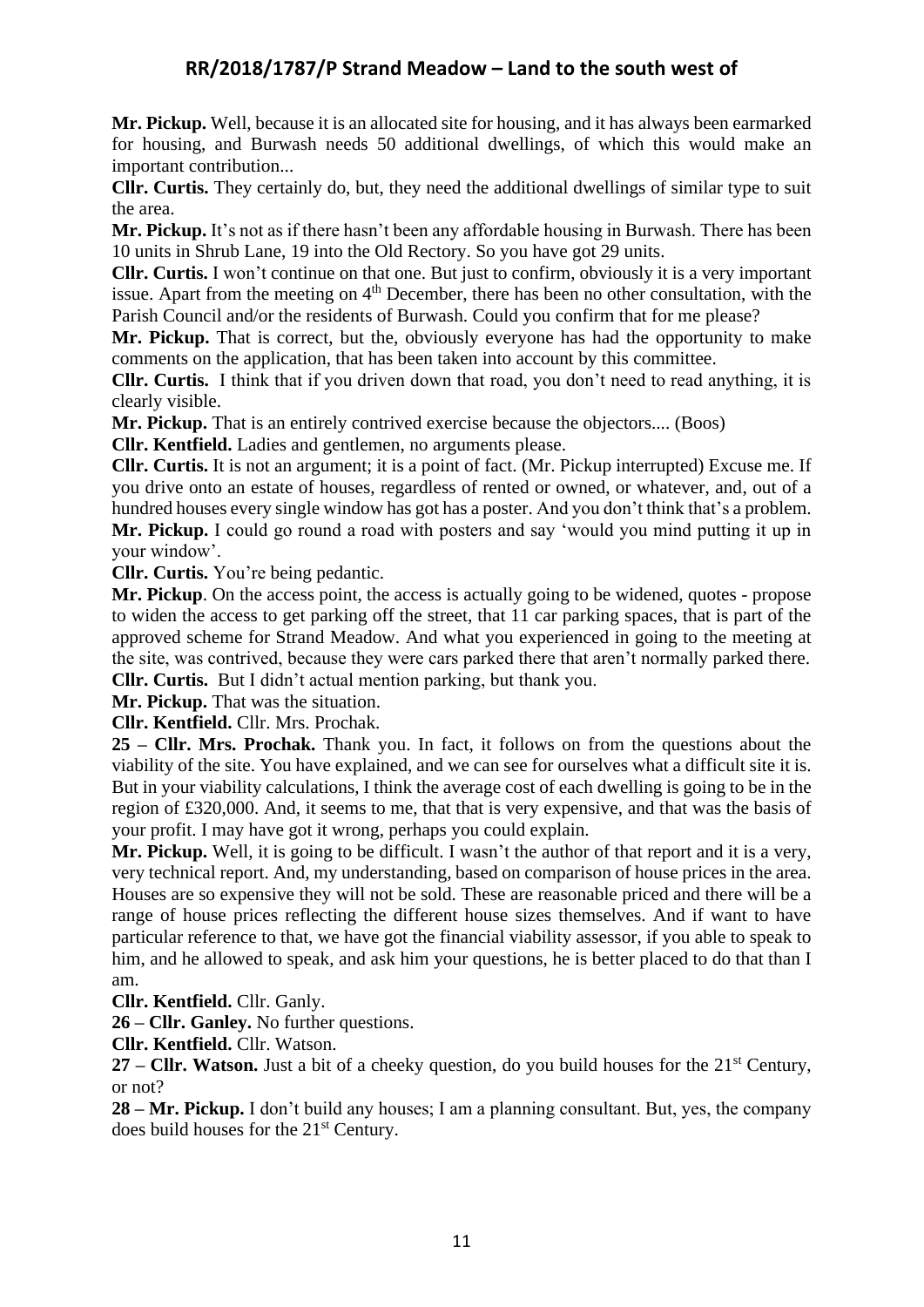**Mr. Pickup.** Well, because it is an allocated site for housing, and it has always been earmarked for housing, and Burwash needs 50 additional dwellings, of which this would make an important contribution...

**Cllr. Curtis.** They certainly do, but, they need the additional dwellings of similar type to suit the area.

**Mr. Pickup.** It's not as if there hasn't been any affordable housing in Burwash. There has been 10 units in Shrub Lane, 19 into the Old Rectory. So you have got 29 units.

**Cllr. Curtis.** I won't continue on that one. But just to confirm, obviously it is a very important issue. Apart from the meeting on 4th December, there has been no other consultation, with the Parish Council and/or the residents of Burwash. Could you confirm that for me please?

**Mr. Pickup.** That is correct, but the, obviously everyone has had the opportunity to make comments on the application, that has been taken into account by this committee.

**Cllr. Curtis.** I think that if you driven down that road, you don't need to read anything, it is clearly visible.

**Mr. Pickup.** That is an entirely contrived exercise because the objectors.... (Boos)

**Cllr. Kentfield.** Ladies and gentlemen, no arguments please.

**Cllr. Curtis.** It is not an argument; it is a point of fact. (Mr. Pickup interrupted) Excuse me. If you drive onto an estate of houses, regardless of rented or owned, or whatever, and, out of a hundred houses every single window has got has a poster. And you don't think that's a problem.

**Mr. Pickup.** I could go round a road with posters and say 'would you mind putting it up in your window'.

**Cllr. Curtis.** You're being pedantic.

**Mr. Pickup**. On the access point, the access is actually going to be widened, quotes - propose to widen the access to get parking off the street, that 11 car parking spaces, that is part of the approved scheme for Strand Meadow. And what you experienced in going to the meeting at the site, was contrived, because they were cars parked there that aren't normally parked there.

**Cllr. Curtis.** But I didn't actual mention parking, but thank you.

**Mr. Pickup.** That was the situation.

**Cllr. Kentfield.** Cllr. Mrs. Prochak.

**25 – Cllr. Mrs. Prochak.** Thank you. In fact, it follows on from the questions about the viability of the site. You have explained, and we can see for ourselves what a difficult site it is. But in your viability calculations, I think the average cost of each dwelling is going to be in the region of £320,000. And, it seems to me, that that is very expensive, and that was the basis of your profit. I may have got it wrong, perhaps you could explain.

**Mr. Pickup.** Well, it is going to be difficult. I wasn't the author of that report and it is a very, very technical report. And, my understanding, based on comparison of house prices in the area. Houses are so expensive they will not be sold. These are reasonable priced and there will be a range of house prices reflecting the different house sizes themselves. And if want to have particular reference to that, we have got the financial viability assessor, if you able to speak to him, and he allowed to speak, and ask him your questions, he is better placed to do that than I am.

**Cllr. Kentfield.** Cllr. Ganly.

**26 – Cllr. Ganley.** No further questions.

**Cllr. Kentfield.** Cllr. Watson.

**27 – Cllr. Watson.** Just a bit of a cheeky question, do you build houses for the 21st Century, or not?

**28 – Mr. Pickup.** I don't build any houses; I am a planning consultant. But, yes, the company does build houses for the 21st Century.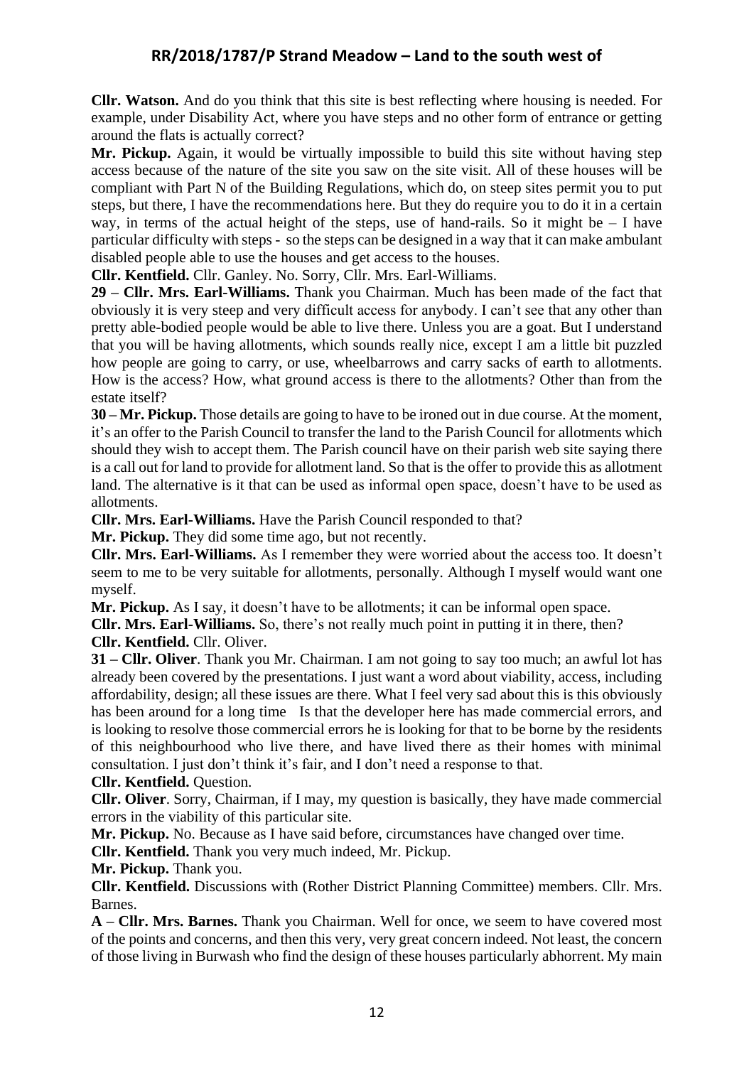**Cllr. Watson.** And do you think that this site is best reflecting where housing is needed. For example, under Disability Act, where you have steps and no other form of entrance or getting around the flats is actually correct?

**Mr. Pickup.** Again, it would be virtually impossible to build this site without having step access because of the nature of the site you saw on the site visit. All of these houses will be compliant with Part N of the Building Regulations, which do, on steep sites permit you to put steps, but there, I have the recommendations here. But they do require you to do it in a certain way, in terms of the actual height of the steps, use of hand-rails. So it might be – I have particular difficulty with steps - so the steps can be designed in a way that it can make ambulant disabled people able to use the houses and get access to the houses.

**Cllr. Kentfield.** Cllr. Ganley. No. Sorry, Cllr. Mrs. Earl-Williams.

**29 – Cllr. Mrs. Earl-Williams.** Thank you Chairman. Much has been made of the fact that obviously it is very steep and very difficult access for anybody. I can't see that any other than pretty able-bodied people would be able to live there. Unless you are a goat. But I understand that you will be having allotments, which sounds really nice, except I am a little bit puzzled how people are going to carry, or use, wheelbarrows and carry sacks of earth to allotments. How is the access? How, what ground access is there to the allotments? Other than from the estate itself?

**30 – Mr. Pickup.** Those details are going to have to be ironed out in due course. At the moment, it's an offer to the Parish Council to transfer the land to the Parish Council for allotments which should they wish to accept them. The Parish council have on their parish web site saying there is a call out for land to provide for allotment land. So that is the offer to provide this as allotment land. The alternative is it that can be used as informal open space, doesn't have to be used as allotments.

**Cllr. Mrs. Earl-Williams.** Have the Parish Council responded to that?

**Mr. Pickup.** They did some time ago, but not recently.

**Cllr. Mrs. Earl-Williams.** As I remember they were worried about the access too. It doesn't seem to me to be very suitable for allotments, personally. Although I myself would want one myself.

**Mr. Pickup.** As I say, it doesn't have to be allotments; it can be informal open space.

**Cllr. Mrs. Earl-Williams.** So, there's not really much point in putting it in there, then?

**Cllr. Kentfield.** Cllr. Oliver.

**31 – Cllr. Oliver**. Thank you Mr. Chairman. I am not going to say too much; an awful lot has already been covered by the presentations. I just want a word about viability, access, including affordability, design; all these issues are there. What I feel very sad about this is this obviously has been around for a long time Is that the developer here has made commercial errors, and is looking to resolve those commercial errors he is looking for that to be borne by the residents of this neighbourhood who live there, and have lived there as their homes with minimal consultation. I just don't think it's fair, and I don't need a response to that.

**Cllr. Kentfield.** Question.

**Cllr. Oliver**. Sorry, Chairman, if I may, my question is basically, they have made commercial errors in the viability of this particular site.

**Mr. Pickup.** No. Because as I have said before, circumstances have changed over time.

**Cllr. Kentfield.** Thank you very much indeed, Mr. Pickup.

**Mr. Pickup.** Thank you.

**Cllr. Kentfield.** Discussions with (Rother District Planning Committee) members. Cllr. Mrs. Barnes.

**A – Cllr. Mrs. Barnes.** Thank you Chairman. Well for once, we seem to have covered most of the points and concerns, and then this very, very great concern indeed. Not least, the concern of those living in Burwash who find the design of these houses particularly abhorrent. My main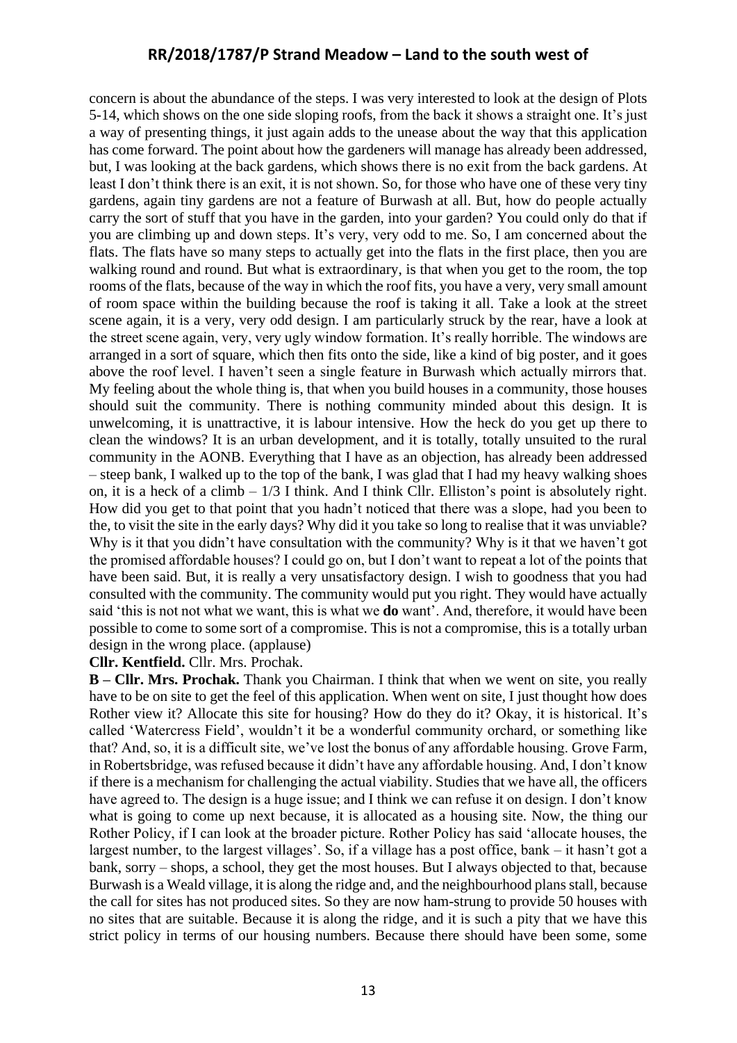concern is about the abundance of the steps. I was very interested to look at the design of Plots 5-14, which shows on the one side sloping roofs, from the back it shows a straight one. It's just a way of presenting things, it just again adds to the unease about the way that this application has come forward. The point about how the gardeners will manage has already been addressed, but, I was looking at the back gardens, which shows there is no exit from the back gardens. At least I don't think there is an exit, it is not shown. So, for those who have one of these very tiny gardens, again tiny gardens are not a feature of Burwash at all. But, how do people actually carry the sort of stuff that you have in the garden, into your garden? You could only do that if you are climbing up and down steps. It's very, very odd to me. So, I am concerned about the flats. The flats have so many steps to actually get into the flats in the first place, then you are walking round and round. But what is extraordinary, is that when you get to the room, the top rooms of the flats, because of the way in which the roof fits, you have a very, very small amount of room space within the building because the roof is taking it all. Take a look at the street scene again, it is a very, very odd design. I am particularly struck by the rear, have a look at the street scene again, very, very ugly window formation. It's really horrible. The windows are arranged in a sort of square, which then fits onto the side, like a kind of big poster, and it goes above the roof level. I haven't seen a single feature in Burwash which actually mirrors that. My feeling about the whole thing is, that when you build houses in a community, those houses should suit the community. There is nothing community minded about this design. It is unwelcoming, it is unattractive, it is labour intensive. How the heck do you get up there to clean the windows? It is an urban development, and it is totally, totally unsuited to the rural community in the AONB. Everything that I have as an objection, has already been addressed – steep bank, I walked up to the top of the bank, I was glad that I had my heavy walking shoes on, it is a heck of a climb – 1/3 I think. And I think Cllr. Elliston's point is absolutely right. How did you get to that point that you hadn't noticed that there was a slope, had you been to the, to visit the site in the early days? Why did it you take so long to realise that it was unviable? Why is it that you didn't have consultation with the community? Why is it that we haven't got the promised affordable houses? I could go on, but I don't want to repeat a lot of the points that have been said. But, it is really a very unsatisfactory design. I wish to goodness that you had consulted with the community. The community would put you right. They would have actually said 'this is not not what we want, this is what we **do** want'. And, therefore, it would have been possible to come to some sort of a compromise. This is not a compromise, this is a totally urban design in the wrong place. (applause)

**Cllr. Kentfield.** Cllr. Mrs. Prochak.

**B – Cllr. Mrs. Prochak.** Thank you Chairman. I think that when we went on site, you really have to be on site to get the feel of this application. When went on site, I just thought how does Rother view it? Allocate this site for housing? How do they do it? Okay, it is historical. It's called 'Watercress Field', wouldn't it be a wonderful community orchard, or something like that? And, so, it is a difficult site, we've lost the bonus of any affordable housing. Grove Farm, in Robertsbridge, was refused because it didn't have any affordable housing. And, I don't know if there is a mechanism for challenging the actual viability. Studies that we have all, the officers have agreed to. The design is a huge issue; and I think we can refuse it on design. I don't know what is going to come up next because, it is allocated as a housing site. Now, the thing our Rother Policy, if I can look at the broader picture. Rother Policy has said 'allocate houses, the largest number, to the largest villages'. So, if a village has a post office, bank – it hasn't got a bank, sorry – shops, a school, they get the most houses. But I always objected to that, because Burwash is a Weald village, it is along the ridge and, and the neighbourhood plans stall, because the call for sites has not produced sites. So they are now ham-strung to provide 50 houses with no sites that are suitable. Because it is along the ridge, and it is such a pity that we have this strict policy in terms of our housing numbers. Because there should have been some, some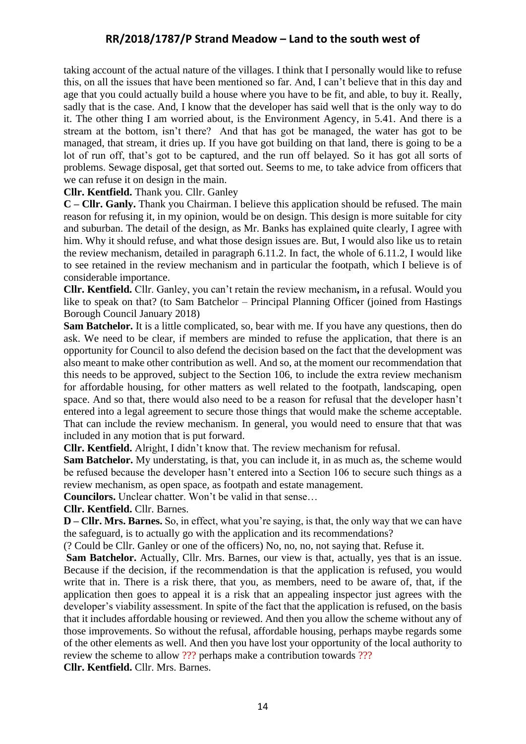taking account of the actual nature of the villages. I think that I personally would like to refuse this, on all the issues that have been mentioned so far. And, I can't believe that in this day and age that you could actually build a house where you have to be fit, and able, to buy it. Really, sadly that is the case. And, I know that the developer has said well that is the only way to do it. The other thing I am worried about, is the Environment Agency, in 5.41. And there is a stream at the bottom, isn't there? And that has got be managed, the water has got to be managed, that stream, it dries up. If you have got building on that land, there is going to be a lot of run off, that's got to be captured, and the run off belayed. So it has got all sorts of problems. Sewage disposal, get that sorted out. Seems to me, to take advice from officers that we can refuse it on design in the main.

**Cllr. Kentfield.** Thank you. Cllr. Ganley

**C – Cllr. Ganly.** Thank you Chairman. I believe this application should be refused. The main reason for refusing it, in my opinion, would be on design. This design is more suitable for city and suburban. The detail of the design, as Mr. Banks has explained quite clearly, I agree with him. Why it should refuse, and what those design issues are. But, I would also like us to retain the review mechanism, detailed in paragraph 6.11.2. In fact, the whole of 6.11.2, I would like to see retained in the review mechanism and in particular the footpath, which I believe is of considerable importance.

**Cllr. Kentfield.** Cllr. Ganley, you can't retain the review mechanism**,** in a refusal. Would you like to speak on that? (to Sam Batchelor – Principal Planning Officer (joined from Hastings Borough Council January 2018)

**Sam Batchelor.** It is a little complicated, so, bear with me. If you have any questions, then do ask. We need to be clear, if members are minded to refuse the application, that there is an opportunity for Council to also defend the decision based on the fact that the development was also meant to make other contribution as well. And so, at the moment our recommendation that this needs to be approved, subject to the Section 106, to include the extra review mechanism for affordable housing, for other matters as well related to the footpath, landscaping, open space. And so that, there would also need to be a reason for refusal that the developer hasn't entered into a legal agreement to secure those things that would make the scheme acceptable. That can include the review mechanism. In general, you would need to ensure that that was included in any motion that is put forward.

**Cllr. Kentfield.** Alright, I didn't know that. The review mechanism for refusal.

**Sam Batchelor.** My understating, is that, you can include it, in as much as, the scheme would be refused because the developer hasn't entered into a Section 106 to secure such things as a review mechanism, as open space, as footpath and estate management.

**Councilors.** Unclear chatter. Won't be valid in that sense…

**Cllr. Kentfield.** Cllr. Barnes.

**D – Cllr. Mrs. Barnes.** So, in effect, what you're saying, is that, the only way that we can have the safeguard, is to actually go with the application and its recommendations?

(? Could be Cllr. Ganley or one of the officers) No, no, no, not saying that. Refuse it.

**Sam Batchelor.** Actually, Cllr. Mrs. Barnes, our view is that, actually, yes that is an issue. Because if the decision, if the recommendation is that the application is refused, you would write that in. There is a risk there, that you, as members, need to be aware of, that, if the application then goes to appeal it is a risk that an appealing inspector just agrees with the developer's viability assessment. In spite of the fact that the application is refused, on the basis that it includes affordable housing or reviewed. And then you allow the scheme without any of those improvements. So without the refusal, affordable housing, perhaps maybe regards some of the other elements as well. And then you have lost your opportunity of the local authority to review the scheme to allow ??? perhaps make a contribution towards ???

**Cllr. Kentfield.** Cllr. Mrs. Barnes.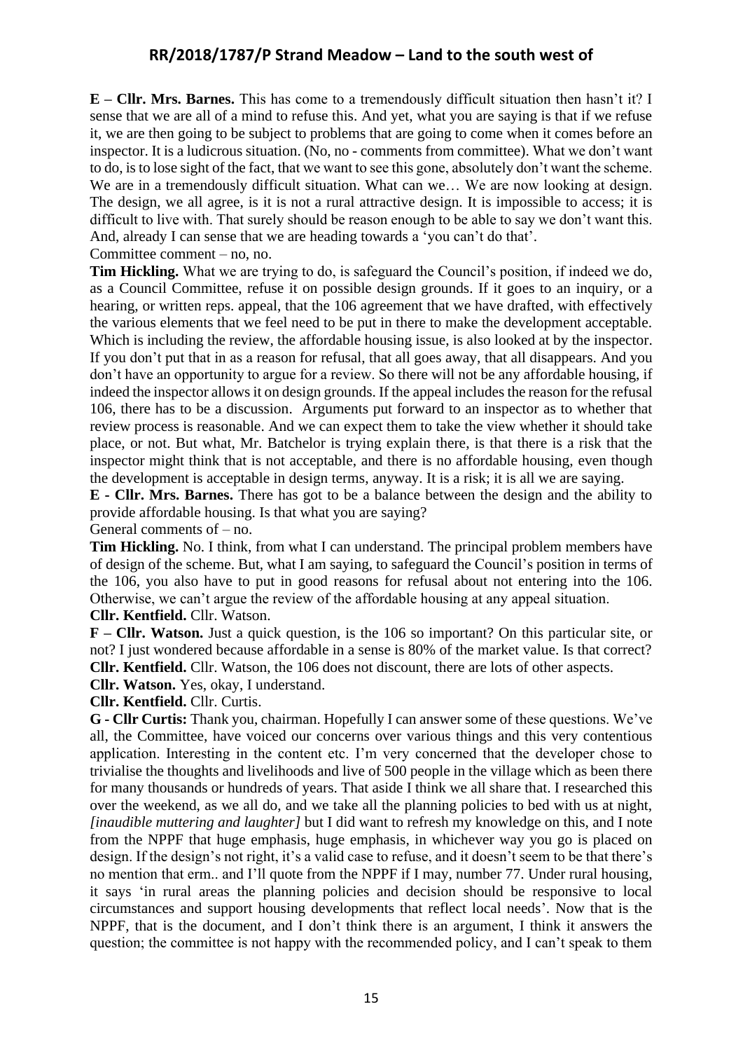**E – Cllr. Mrs. Barnes.** This has come to a tremendously difficult situation then hasn't it? I sense that we are all of a mind to refuse this. And yet, what you are saying is that if we refuse it, we are then going to be subject to problems that are going to come when it comes before an inspector. It is a ludicrous situation. (No, no - comments from committee). What we don't want to do, is to lose sight of the fact, that we want to see this gone, absolutely don't want the scheme. We are in a tremendously difficult situation. What can we… We are now looking at design. The design, we all agree, is it is not a rural attractive design. It is impossible to access; it is difficult to live with. That surely should be reason enough to be able to say we don't want this. And, already I can sense that we are heading towards a 'you can't do that'.

Committee comment – no, no.

**Tim Hickling.** What we are trying to do, is safeguard the Council's position, if indeed we do, as a Council Committee, refuse it on possible design grounds. If it goes to an inquiry, or a hearing, or written reps. appeal, that the 106 agreement that we have drafted, with effectively the various elements that we feel need to be put in there to make the development acceptable. Which is including the review, the affordable housing issue, is also looked at by the inspector. If you don't put that in as a reason for refusal, that all goes away, that all disappears. And you don't have an opportunity to argue for a review. So there will not be any affordable housing, if indeed the inspector allows it on design grounds. If the appeal includes the reason for the refusal 106, there has to be a discussion. Arguments put forward to an inspector as to whether that review process is reasonable. And we can expect them to take the view whether it should take place, or not. But what, Mr. Batchelor is trying explain there, is that there is a risk that the inspector might think that is not acceptable, and there is no affordable housing, even though the development is acceptable in design terms, anyway. It is a risk; it is all we are saying.

**E - Cllr. Mrs. Barnes.** There has got to be a balance between the design and the ability to provide affordable housing. Is that what you are saying?

General comments of – no.

**Tim Hickling.** No. I think, from what I can understand. The principal problem members have of design of the scheme. But, what I am saying, to safeguard the Council's position in terms of the 106, you also have to put in good reasons for refusal about not entering into the 106. Otherwise, we can't argue the review of the affordable housing at any appeal situation.

**Cllr. Kentfield.** Cllr. Watson.

**F – Cllr. Watson.** Just a quick question, is the 106 so important? On this particular site, or not? I just wondered because affordable in a sense is 80% of the market value. Is that correct?

**Cllr. Kentfield.** Cllr. Watson, the 106 does not discount, there are lots of other aspects.

**Cllr. Watson.** Yes, okay, I understand.

**Cllr. Kentfield.** Cllr. Curtis.

**G - Cllr Curtis:** Thank you, chairman. Hopefully I can answer some of these questions. We've all, the Committee, have voiced our concerns over various things and this very contentious application. Interesting in the content etc. I'm very concerned that the developer chose to trivialise the thoughts and livelihoods and live of 500 people in the village which as been there for many thousands or hundreds of years. That aside I think we all share that. I researched this over the weekend, as we all do, and we take all the planning policies to bed with us at night, *[inaudible muttering and laughter]* but I did want to refresh my knowledge on this, and I note from the NPPF that huge emphasis, huge emphasis, in whichever way you go is placed on design. If the design's not right, it's a valid case to refuse, and it doesn't seem to be that there's no mention that erm.. and I'll quote from the NPPF if I may, number 77. Under rural housing, it says 'in rural areas the planning policies and decision should be responsive to local circumstances and support housing developments that reflect local needs'. Now that is the NPPF, that is the document, and I don't think there is an argument, I think it answers the question; the committee is not happy with the recommended policy, and I can't speak to them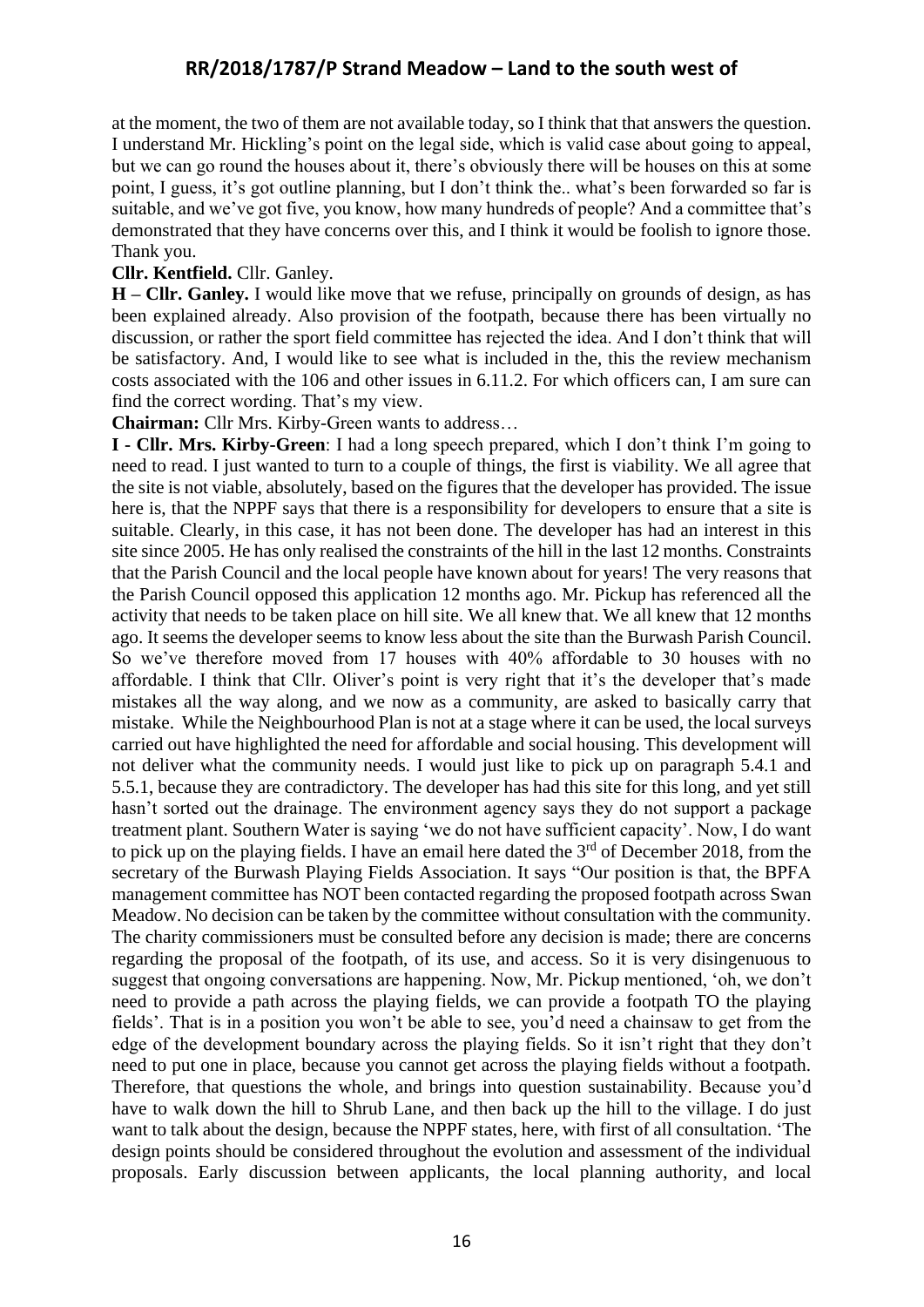at the moment, the two of them are not available today, so I think that that answers the question. I understand Mr. Hickling's point on the legal side, which is valid case about going to appeal, but we can go round the houses about it, there's obviously there will be houses on this at some point, I guess, it's got outline planning, but I don't think the.. what's been forwarded so far is suitable, and we've got five, you know, how many hundreds of people? And a committee that's demonstrated that they have concerns over this, and I think it would be foolish to ignore those. Thank you.

**Cllr. Kentfield.** Cllr. Ganley.

**H – Cllr. Ganley.** I would like move that we refuse, principally on grounds of design, as has been explained already. Also provision of the footpath, because there has been virtually no discussion, or rather the sport field committee has rejected the idea. And I don't think that will be satisfactory. And, I would like to see what is included in the, this the review mechanism costs associated with the 106 and other issues in 6.11.2. For which officers can, I am sure can find the correct wording. That's my view.

**Chairman:** Cllr Mrs. Kirby-Green wants to address…

**I - Cllr. Mrs. Kirby-Green**: I had a long speech prepared, which I don't think I'm going to need to read. I just wanted to turn to a couple of things, the first is viability. We all agree that the site is not viable, absolutely, based on the figures that the developer has provided. The issue here is, that the NPPF says that there is a responsibility for developers to ensure that a site is suitable. Clearly, in this case, it has not been done. The developer has had an interest in this site since 2005. He has only realised the constraints of the hill in the last 12 months. Constraints that the Parish Council and the local people have known about for years! The very reasons that the Parish Council opposed this application 12 months ago. Mr. Pickup has referenced all the activity that needs to be taken place on hill site. We all knew that. We all knew that 12 months ago. It seems the developer seems to know less about the site than the Burwash Parish Council. So we've therefore moved from 17 houses with 40% affordable to 30 houses with no affordable. I think that Cllr. Oliver's point is very right that it's the developer that's made mistakes all the way along, and we now as a community, are asked to basically carry that mistake. While the Neighbourhood Plan is not at a stage where it can be used, the local surveys carried out have highlighted the need for affordable and social housing. This development will not deliver what the community needs. I would just like to pick up on paragraph 5.4.1 and 5.5.1, because they are contradictory. The developer has had this site for this long, and yet still hasn't sorted out the drainage. The environment agency says they do not support a package treatment plant. Southern Water is saying 'we do not have sufficient capacity'. Now, I do want to pick up on the playing fields. I have an email here dated the 3rd of December 2018, from the secretary of the Burwash Playing Fields Association. It says "Our position is that, the BPFA management committee has NOT been contacted regarding the proposed footpath across Swan Meadow. No decision can be taken by the committee without consultation with the community. The charity commissioners must be consulted before any decision is made; there are concerns regarding the proposal of the footpath, of its use, and access. So it is very disingenuous to suggest that ongoing conversations are happening. Now, Mr. Pickup mentioned, 'oh, we don't need to provide a path across the playing fields, we can provide a footpath TO the playing fields'. That is in a position you won't be able to see, you'd need a chainsaw to get from the edge of the development boundary across the playing fields. So it isn't right that they don't need to put one in place, because you cannot get across the playing fields without a footpath. Therefore, that questions the whole, and brings into question sustainability. Because you'd have to walk down the hill to Shrub Lane, and then back up the hill to the village. I do just want to talk about the design, because the NPPF states, here, with first of all consultation. 'The design points should be considered throughout the evolution and assessment of the individual proposals. Early discussion between applicants, the local planning authority, and local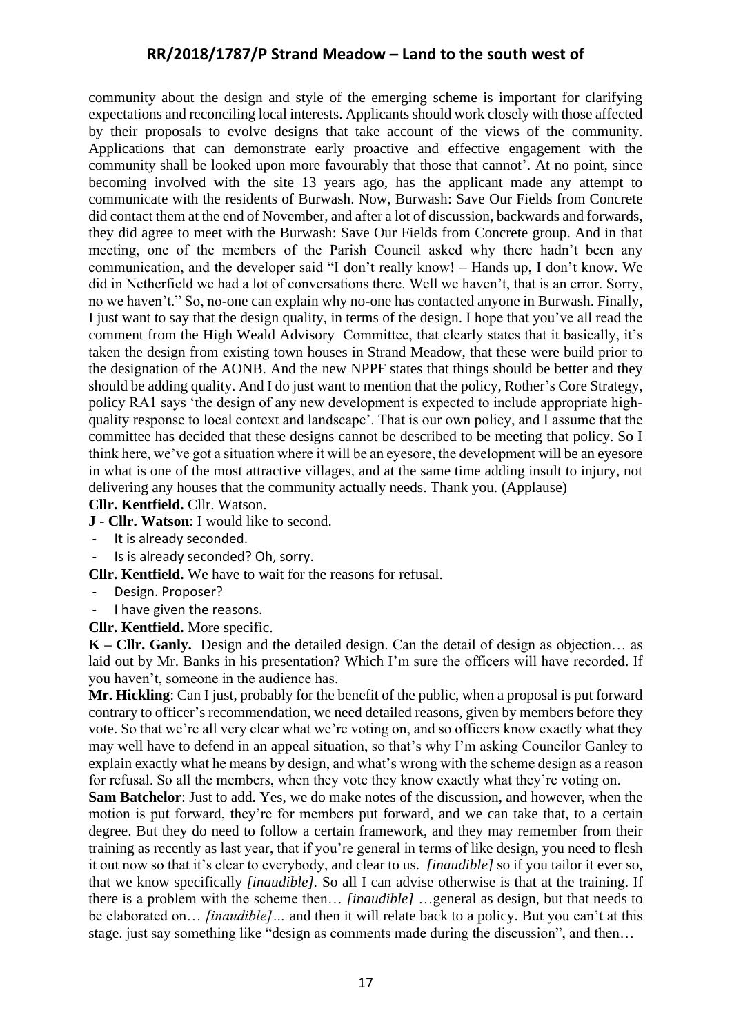community about the design and style of the emerging scheme is important for clarifying expectations and reconciling local interests. Applicants should work closely with those affected by their proposals to evolve designs that take account of the views of the community. Applications that can demonstrate early proactive and effective engagement with the community shall be looked upon more favourably that those that cannot'. At no point, since becoming involved with the site 13 years ago, has the applicant made any attempt to communicate with the residents of Burwash. Now, Burwash: Save Our Fields from Concrete did contact them at the end of November, and after a lot of discussion, backwards and forwards, they did agree to meet with the Burwash: Save Our Fields from Concrete group. And in that meeting, one of the members of the Parish Council asked why there hadn't been any communication, and the developer said "I don't really know! – Hands up, I don't know. We did in Netherfield we had a lot of conversations there. Well we haven't, that is an error. Sorry, no we haven't." So, no-one can explain why no-one has contacted anyone in Burwash. Finally, I just want to say that the design quality, in terms of the design. I hope that you've all read the comment from the High Weald Advisory Committee, that clearly states that it basically, it's taken the design from existing town houses in Strand Meadow, that these were build prior to the designation of the AONB. And the new NPPF states that things should be better and they should be adding quality. And I do just want to mention that the policy, Rother's Core Strategy, policy RA1 says 'the design of any new development is expected to include appropriate high-quality response to local context and landscape'. That is our own policy, and I assume that the committee has decided that these designs cannot be described to be meeting that policy. So I think here, we've got a situation where it will be an eyesore, the development will be an eyesore in what is one of the most attractive villages, and at the same time adding insult to injury, not delivering any houses that the community actually needs. Thank you. (Applause)

**Cllr. Kentfield.** Cllr. Watson.

**J - Cllr. Watson**: I would like to second.

- It is already seconded.
- Is is already seconded? Oh, sorry.

**Cllr. Kentfield.** We have to wait for the reasons for refusal.

- Design. Proposer?
- I have given the reasons.

**Cllr. Kentfield.** More specific.

**K – Cllr. Ganly.** Design and the detailed design. Can the detail of design as objection… as laid out by Mr. Banks in his presentation? Which I'm sure the officers will have recorded. If you haven't, someone in the audience has.

**Mr. Hickling**: Can I just, probably for the benefit of the public, when a proposal is put forward contrary to officer's recommendation, we need detailed reasons, given by members before they vote. So that we're all very clear what we're voting on, and so officers know exactly what they may well have to defend in an appeal situation, so that's why I'm asking Councilor Ganley to explain exactly what he means by design, and what's wrong with the scheme design as a reason for refusal. So all the members, when they vote they know exactly what they're voting on.

**Sam Batchelor**: Just to add. Yes, we do make notes of the discussion, and however, when the motion is put forward, they're for members put forward, and we can take that, to a certain degree. But they do need to follow a certain framework, and they may remember from their training as recently as last year, that if you're general in terms of like design, you need to flesh it out now so that it's clear to everybody, and clear to us. *[inaudible]* so if you tailor it ever so, that we know specifically *[inaudible]*. So all I can advise otherwise is that at the training. If there is a problem with the scheme then… *[inaudible]* …general as design, but that needs to be elaborated on… *[inaudible]…* and then it will relate back to a policy. But you can't at this stage. just say something like "design as comments made during the discussion", and then…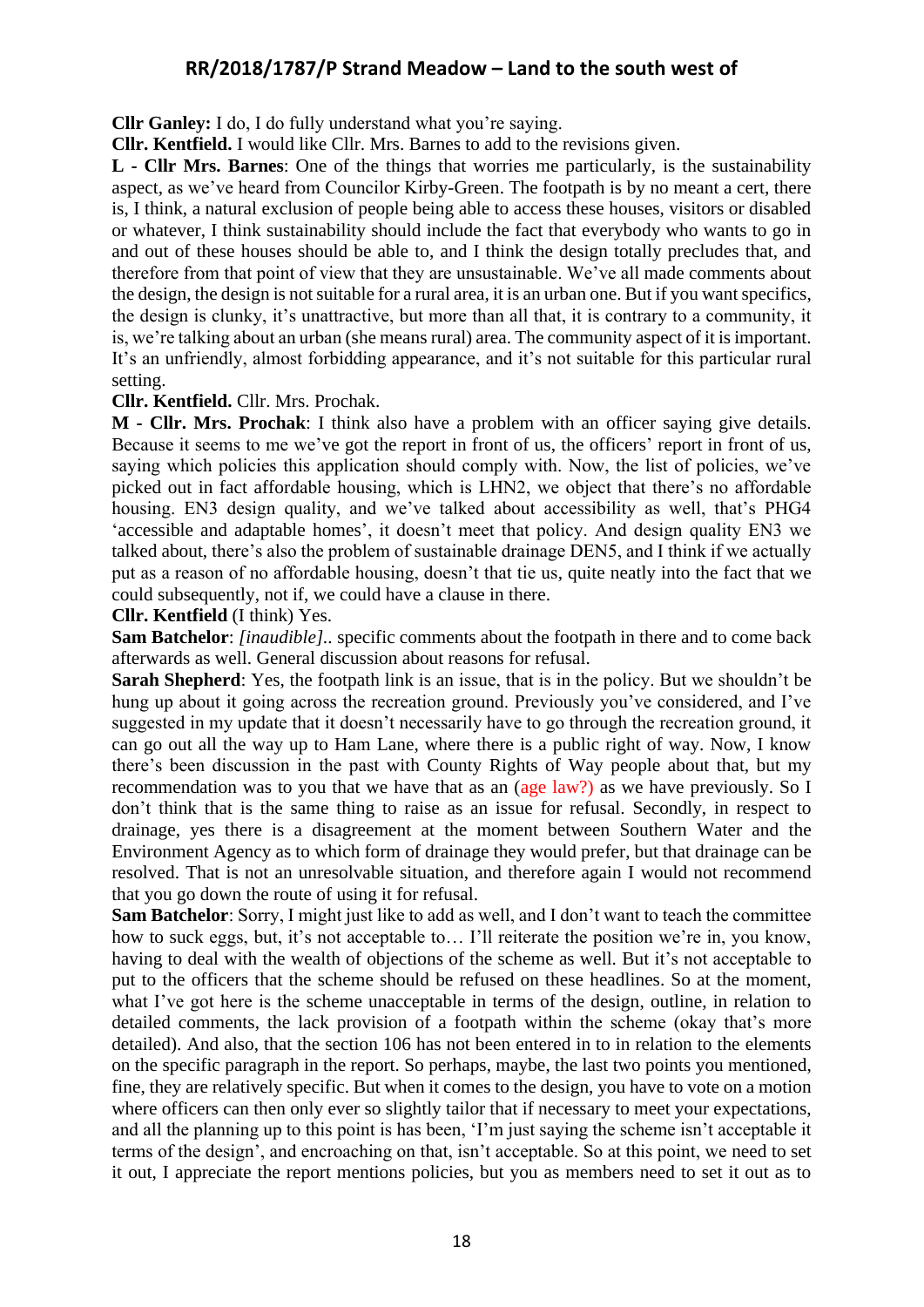**Cllr Ganley:** I do, I do fully understand what you're saying.

**Cllr. Kentfield.** I would like Cllr. Mrs. Barnes to add to the revisions given.

**L - Cllr Mrs. Barnes**: One of the things that worries me particularly, is the sustainability aspect, as we've heard from Councilor Kirby-Green. The footpath is by no meant a cert, there is, I think, a natural exclusion of people being able to access these houses, visitors or disabled or whatever, I think sustainability should include the fact that everybody who wants to go in and out of these houses should be able to, and I think the design totally precludes that, and therefore from that point of view that they are unsustainable. We've all made comments about the design, the design is not suitable for a rural area, it is an urban one. But if you want specifics, the design is clunky, it's unattractive, but more than all that, it is contrary to a community, it is, we're talking about an urban (she means rural) area. The community aspect of it is important. It's an unfriendly, almost forbidding appearance, and it's not suitable for this particular rural setting.

**Cllr. Kentfield.** Cllr. Mrs. Prochak.

**M - Cllr. Mrs. Prochak**: I think also have a problem with an officer saying give details. Because it seems to me we've got the report in front of us, the officers' report in front of us, saying which policies this application should comply with. Now, the list of policies, we've picked out in fact affordable housing, which is LHN2, we object that there's no affordable housing. EN3 design quality, and we've talked about accessibility as well, that's PHG4 'accessible and adaptable homes', it doesn't meet that policy. And design quality EN3 we talked about, there's also the problem of sustainable drainage DEN5, and I think if we actually put as a reason of no affordable housing, doesn't that tie us, quite neatly into the fact that we could subsequently, not if, we could have a clause in there.

**Cllr. Kentfield** (I think) Yes.

**Sam Batchelor**: *[inaudible]*.. specific comments about the footpath in there and to come back afterwards as well. General discussion about reasons for refusal.

**Sarah Shepherd**: Yes, the footpath link is an issue, that is in the policy. But we shouldn't be hung up about it going across the recreation ground. Previously you've considered, and I've suggested in my update that it doesn't necessarily have to go through the recreation ground, it can go out all the way up to Ham Lane, where there is a public right of way. Now, I know there's been discussion in the past with County Rights of Way people about that, but my recommendation was to you that we have that as an (age law?) as we have previously. So I don't think that is the same thing to raise as an issue for refusal. Secondly, in respect to drainage, yes there is a disagreement at the moment between Southern Water and the Environment Agency as to which form of drainage they would prefer, but that drainage can be resolved. That is not an unresolvable situation, and therefore again I would not recommend that you go down the route of using it for refusal.

**Sam Batchelor**: Sorry, I might just like to add as well, and I don't want to teach the committee how to suck eggs, but, it's not acceptable to… I'll reiterate the position we're in, you know, having to deal with the wealth of objections of the scheme as well. But it's not acceptable to put to the officers that the scheme should be refused on these headlines. So at the moment, what I've got here is the scheme unacceptable in terms of the design, outline, in relation to detailed comments, the lack provision of a footpath within the scheme (okay that's more detailed). And also, that the section 106 has not been entered in to in relation to the elements on the specific paragraph in the report. So perhaps, maybe, the last two points you mentioned, fine, they are relatively specific. But when it comes to the design, you have to vote on a motion where officers can then only ever so slightly tailor that if necessary to meet your expectations, and all the planning up to this point is has been, 'I'm just saying the scheme isn't acceptable it terms of the design', and encroaching on that, isn't acceptable. So at this point, we need to set it out, I appreciate the report mentions policies, but you as members need to set it out as to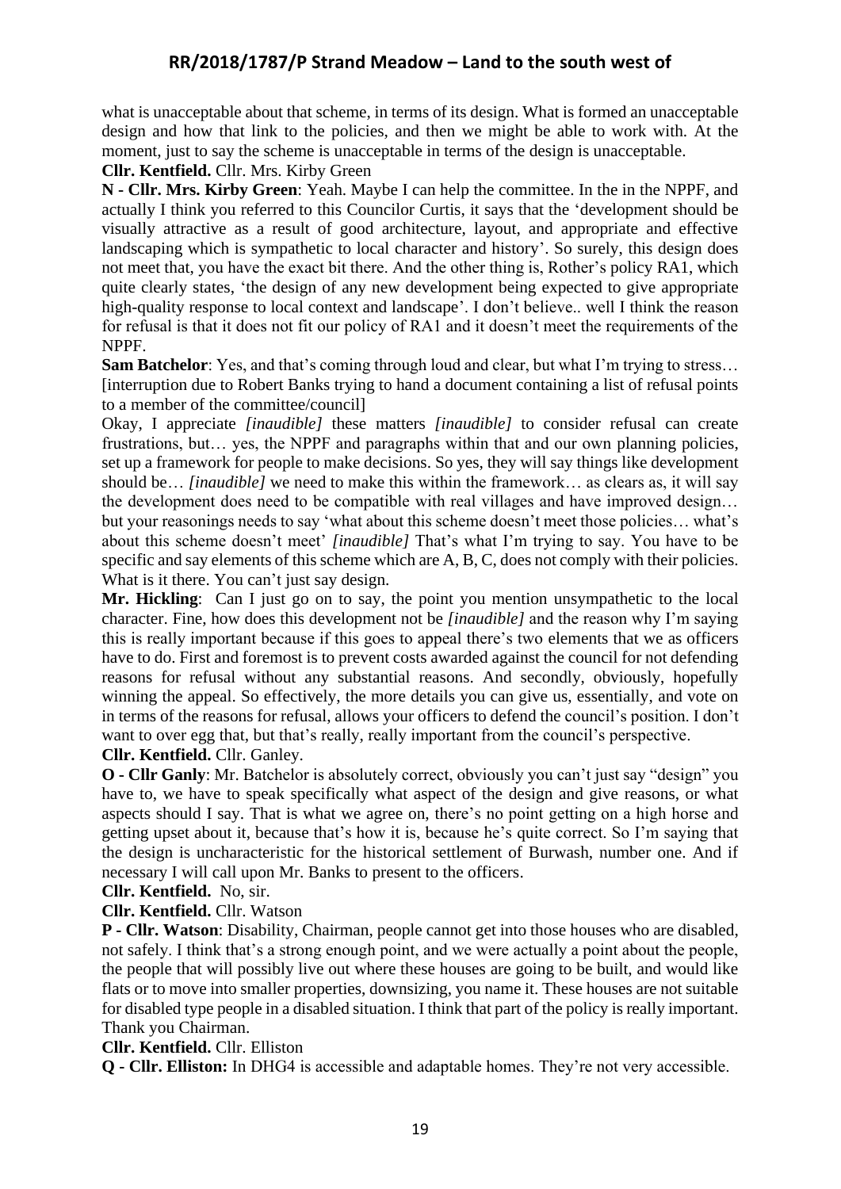what is unacceptable about that scheme, in terms of its design. What is formed an unacceptable design and how that link to the policies, and then we might be able to work with. At the moment, just to say the scheme is unacceptable in terms of the design is unacceptable.

**Cllr. Kentfield.** Cllr. Mrs. Kirby Green

**N - Cllr. Mrs. Kirby Green**: Yeah. Maybe I can help the committee. In the in the NPPF, and actually I think you referred to this Councilor Curtis, it says that the 'development should be visually attractive as a result of good architecture, layout, and appropriate and effective landscaping which is sympathetic to local character and history'. So surely, this design does not meet that, you have the exact bit there. And the other thing is, Rother's policy RA1, which quite clearly states, 'the design of any new development being expected to give appropriate high-quality response to local context and landscape'. I don't believe.. well I think the reason for refusal is that it does not fit our policy of RA1 and it doesn't meet the requirements of the NPPF.

**Sam Batchelor**: Yes, and that's coming through loud and clear, but what I'm trying to stress… [interruption due to Robert Banks trying to hand a document containing a list of refusal points to a member of the committee/council]

Okay, I appreciate *[inaudible]* these matters *[inaudible]* to consider refusal can create frustrations, but… yes, the NPPF and paragraphs within that and our own planning policies, set up a framework for people to make decisions. So yes, they will say things like development should be… *[inaudible]* we need to make this within the framework… as clears as, it will say the development does need to be compatible with real villages and have improved design… but your reasonings needs to say 'what about this scheme doesn't meet those policies… what's about this scheme doesn't meet' *[inaudible]* That's what I'm trying to say. You have to be specific and say elements of this scheme which are A, B, C, does not comply with their policies. What is it there. You can't just say design.

**Mr. Hickling**: Can I just go on to say, the point you mention unsympathetic to the local character. Fine, how does this development not be *[inaudible]* and the reason why I'm saying this is really important because if this goes to appeal there's two elements that we as officers have to do. First and foremost is to prevent costs awarded against the council for not defending reasons for refusal without any substantial reasons. And secondly, obviously, hopefully winning the appeal. So effectively, the more details you can give us, essentially, and vote on in terms of the reasons for refusal, allows your officers to defend the council's position. I don't want to over egg that, but that's really, really important from the council's perspective.

**Cllr. Kentfield.** Cllr. Ganley.

**O - Cllr Ganly**: Mr. Batchelor is absolutely correct, obviously you can't just say "design" you have to, we have to speak specifically what aspect of the design and give reasons, or what aspects should I say. That is what we agree on, there's no point getting on a high horse and getting upset about it, because that's how it is, because he's quite correct. So I'm saying that the design is uncharacteristic for the historical settlement of Burwash, number one. And if necessary I will call upon Mr. Banks to present to the officers.

**Cllr. Kentfield.** No, sir.

**Cllr. Kentfield.** Cllr. Watson

**P - Cllr. Watson**: Disability, Chairman, people cannot get into those houses who are disabled, not safely. I think that's a strong enough point, and we were actually a point about the people, the people that will possibly live out where these houses are going to be built, and would like flats or to move into smaller properties, downsizing, you name it. These houses are not suitable for disabled type people in a disabled situation. I think that part of the policy is really important. Thank you Chairman.

**Cllr. Kentfield.** Cllr. Elliston

**Q - Cllr. Elliston:** In DHG4 is accessible and adaptable homes. They're not very accessible.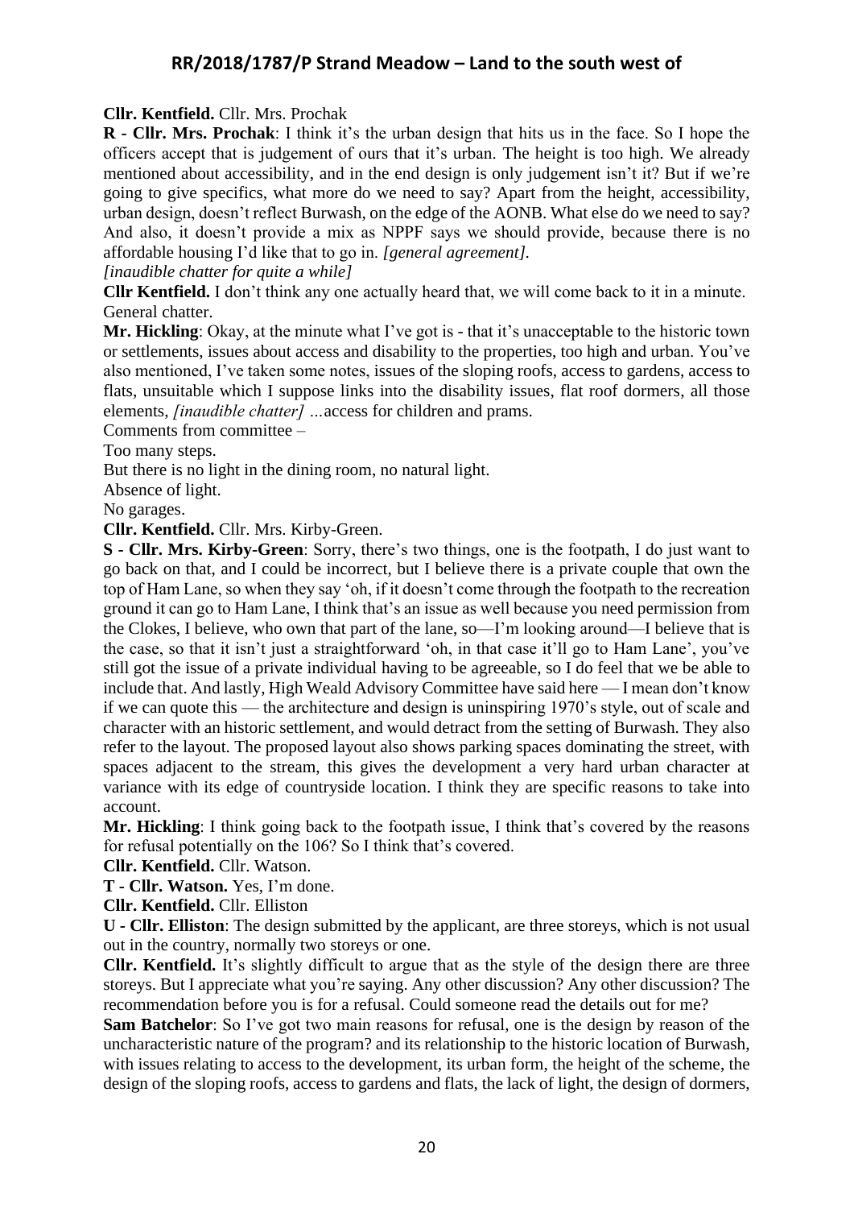**Cllr. Kentfield.** Cllr. Mrs. Prochak

**R - Cllr. Mrs. Prochak**: I think it's the urban design that hits us in the face. So I hope the officers accept that is judgement of ours that it's urban. The height is too high. We already mentioned about accessibility, and in the end design is only judgement isn't it? But if we're going to give specifics, what more do we need to say? Apart from the height, accessibility, urban design, doesn't reflect Burwash, on the edge of the AONB. What else do we need to say? And also, it doesn't provide a mix as NPPF says we should provide, because there is no affordable housing I'd like that to go in. *[general agreement].*

*[inaudible chatter for quite a while]*

**Cllr Kentfield.** I don't think any one actually heard that, we will come back to it in a minute. General chatter.

**Mr. Hickling**: Okay, at the minute what I've got is - that it's unacceptable to the historic town or settlements, issues about access and disability to the properties, too high and urban. You've also mentioned, I've taken some notes, issues of the sloping roofs, access to gardens, access to flats, unsuitable which I suppose links into the disability issues, flat roof dormers, all those elements, *[inaudible chatter] …*access for children and prams.

Comments from committee –

Too many steps.

But there is no light in the dining room, no natural light.

Absence of light.

No garages.

**Cllr. Kentfield.** Cllr. Mrs. Kirby-Green.

**S - Cllr. Mrs. Kirby-Green**: Sorry, there's two things, one is the footpath, I do just want to go back on that, and I could be incorrect, but I believe there is a private couple that own the top of Ham Lane, so when they say 'oh, if it doesn't come through the footpath to the recreation ground it can go to Ham Lane', I think that's an issue as well because you need permission from the Clokes, I believe, who own that part of the lane, so—I'm looking around—I believe that is the case, so that it isn't just a straightforward 'oh, in that case it'll go to Ham Lane', you've still got the issue of a private individual having to be agreeable, so I do feel that we be able to include that. And lastly, High Weald Advisory Committee have said here — I mean don't know if we can quote this — the architecture and design is uninspiring 1970's style, out of scale and character with an historic settlement, and would detract from the setting of Burwash. They also refer to the layout. The proposed layout also shows parking spaces dominating the street, with spaces adjacent to the stream, this gives the development a very hard urban character at variance with its edge of countryside location. I think they are specific reasons to take into account.

**Mr. Hickling**: I think going back to the footpath issue, I think that's covered by the reasons for refusal potentially on the 106? So I think that's covered.

**Cllr. Kentfield.** Cllr. Watson.

**T - Cllr. Watson.** Yes, I'm done.

**Cllr. Kentfield.** Cllr. Elliston

**U - Cllr. Elliston**: The design submitted by the applicant, are three storeys, which is not usual out in the country, normally two storeys or one.

**Cllr. Kentfield.** It's slightly difficult to argue that as the style of the design there are three storeys. But I appreciate what you're saying. Any other discussion? Any other discussion? The recommendation before you is for a refusal. Could someone read the details out for me?

**Sam Batchelor**: So I've got two main reasons for refusal, one is the design by reason of the uncharacteristic nature of the program? and its relationship to the historic location of Burwash, with issues relating to access to the development, its urban form, the height of the scheme, the design of the sloping roofs, access to gardens and flats, the lack of light, the design of dormers,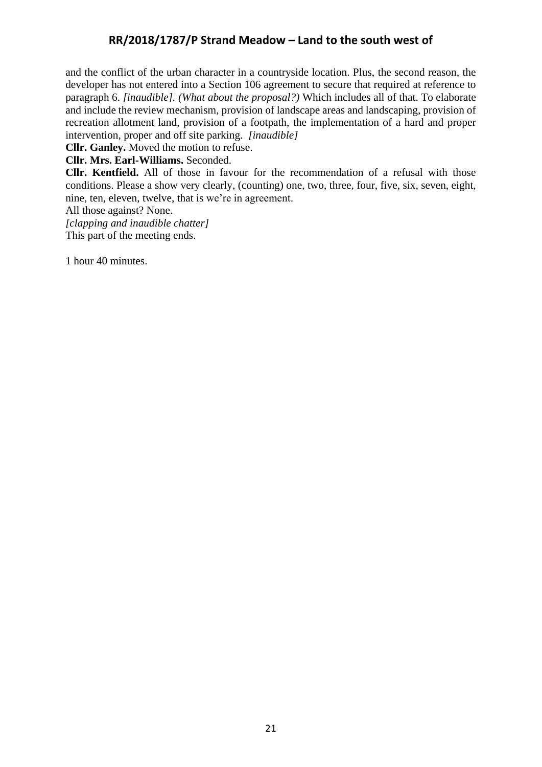and the conflict of the urban character in a countryside location. Plus, the second reason, the developer has not entered into a Section 106 agreement to secure that required at reference to paragraph 6. *[inaudible]. (What about the proposal?)* Which includes all of that. To elaborate and include the review mechanism, provision of landscape areas and landscaping, provision of recreation allotment land, provision of a footpath, the implementation of a hard and proper intervention, proper and off site parking. *[inaudible]*

**Cllr. Ganley.** Moved the motion to refuse.

**Cllr. Mrs. Earl-Williams.** Seconded.

**Cllr. Kentfield.** All of those in favour for the recommendation of a refusal with those conditions. Please a show very clearly, (counting) one, two, three, four, five, six, seven, eight, nine, ten, eleven, twelve, that is we're in agreement.

All those against? None.

*[clapping and inaudible chatter]*

This part of the meeting ends.

1 hour 40 minutes.